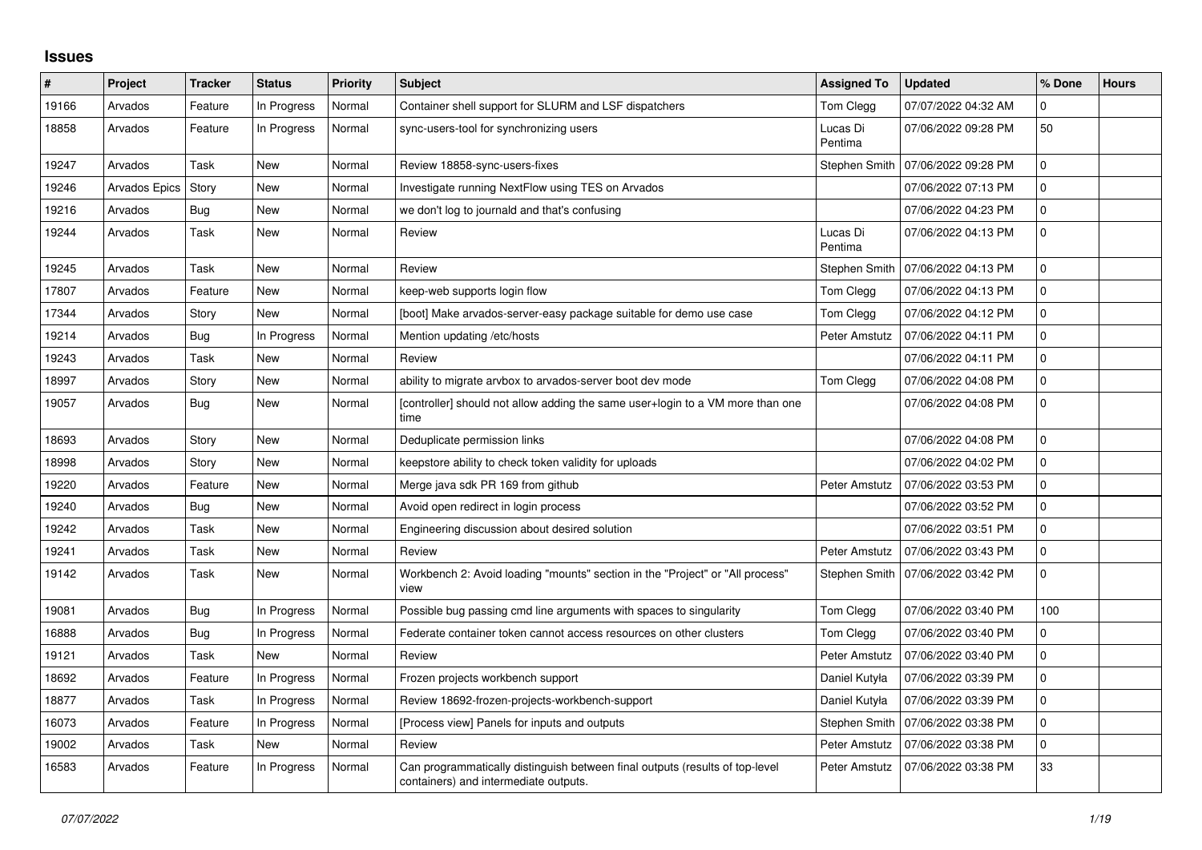## Issues

| # | Project | Tracker | Status | Priority | Subject | Assigned To | Updated | % Done | Hours |
|---|---|---|---|---|---|---|---|---|---|
| 19166 | Arvados | Feature | In Progress | Normal | Container shell support for SLURM and LSF dispatchers | Tom Clegg | 07/07/2022 04:32 AM | 0 | |
| 18858 | Arvados | Feature | In Progress | Normal | sync-users-tool for synchronizing users | Lucas Di Pentima | 07/06/2022 09:28 PM | 50 | |
| 19247 | Arvados | Task | New | Normal | Review 18858-sync-users-fixes | Stephen Smith | 07/06/2022 09:28 PM | 0 | |
| 19246 | Arvados Epics | Story | New | Normal | Investigate running NextFlow using TES on Arvados | | 07/06/2022 07:13 PM | 0 | |
| 19216 | Arvados | Bug | New | Normal | we don't log to journald and that's confusing | | 07/06/2022 04:23 PM | 0 | |
| 19244 | Arvados | Task | New | Normal | Review | Lucas Di Pentima | 07/06/2022 04:13 PM | 0 | |
| 19245 | Arvados | Task | New | Normal | Review | Stephen Smith | 07/06/2022 04:13 PM | 0 | |
| 17807 | Arvados | Feature | New | Normal | keep-web supports login flow | Tom Clegg | 07/06/2022 04:13 PM | 0 | |
| 17344 | Arvados | Story | New | Normal | [boot] Make arvados-server-easy package suitable for demo use case | Tom Clegg | 07/06/2022 04:12 PM | 0 | |
| 19214 | Arvados | Bug | In Progress | Normal | Mention updating /etc/hosts | Peter Amstutz | 07/06/2022 04:11 PM | 0 | |
| 19243 | Arvados | Task | New | Normal | Review | | 07/06/2022 04:11 PM | 0 | |
| 18997 | Arvados | Story | New | Normal | ability to migrate arvbox to arvados-server boot dev mode | Tom Clegg | 07/06/2022 04:08 PM | 0 | |
| 19057 | Arvados | Bug | New | Normal | [controller] should not allow adding the same user+login to a VM more than one time | | 07/06/2022 04:08 PM | 0 | |
| 18693 | Arvados | Story | New | Normal | Deduplicate permission links | | 07/06/2022 04:08 PM | 0 | |
| 18998 | Arvados | Story | New | Normal | keepstore ability to check token validity for uploads | | 07/06/2022 04:02 PM | 0 | |
| 19220 | Arvados | Feature | New | Normal | Merge java sdk PR 169 from github | Peter Amstutz | 07/06/2022 03:53 PM | 0 | |
| 19240 | Arvados | Bug | New | Normal | Avoid open redirect in login process | | 07/06/2022 03:52 PM | 0 | |
| 19242 | Arvados | Task | New | Normal | Engineering discussion about desired solution | | 07/06/2022 03:51 PM | 0 | |
| 19241 | Arvados | Task | New | Normal | Review | Peter Amstutz | 07/06/2022 03:43 PM | 0 | |
| 19142 | Arvados | Task | New | Normal | Workbench 2: Avoid loading "mounts" section in the "Project" or "All process" view | Stephen Smith | 07/06/2022 03:42 PM | 0 | |
| 19081 | Arvados | Bug | In Progress | Normal | Possible bug passing cmd line arguments with spaces to singularity | Tom Clegg | 07/06/2022 03:40 PM | 100 | |
| 16888 | Arvados | Bug | In Progress | Normal | Federate container token cannot access resources on other clusters | Tom Clegg | 07/06/2022 03:40 PM | 0 | |
| 19121 | Arvados | Task | New | Normal | Review | Peter Amstutz | 07/06/2022 03:40 PM | 0 | |
| 18692 | Arvados | Feature | In Progress | Normal | Frozen projects workbench support | Daniel Kutyła | 07/06/2022 03:39 PM | 0 | |
| 18877 | Arvados | Task | In Progress | Normal | Review 18692-frozen-projects-workbench-support | Daniel Kutyła | 07/06/2022 03:39 PM | 0 | |
| 16073 | Arvados | Feature | In Progress | Normal | [Process view] Panels for inputs and outputs | Stephen Smith | 07/06/2022 03:38 PM | 0 | |
| 19002 | Arvados | Task | New | Normal | Review | Peter Amstutz | 07/06/2022 03:38 PM | 0 | |
| 16583 | Arvados | Feature | In Progress | Normal | Can programmatically distinguish between final outputs (results of top-level containers) and intermediate outputs. | Peter Amstutz | 07/06/2022 03:38 PM | 33 | |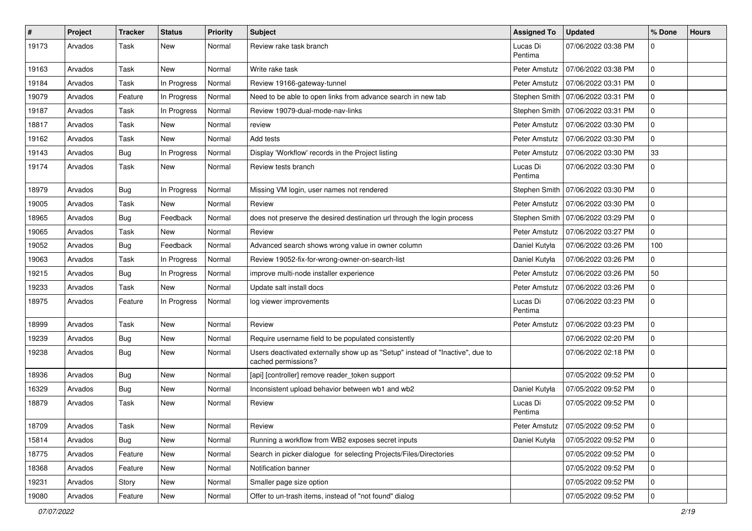| # | Project | Tracker | Status | Priority | Subject | Assigned To | Updated | % Done | Hours |
|---|---|---|---|---|---|---|---|---|---|
| 19173 | Arvados | Task | New | Normal | Review rake task branch | Lucas Di Pentima | 07/06/2022 03:38 PM | 0 | |
| 19163 | Arvados | Task | New | Normal | Write rake task | Peter Amstutz | 07/06/2022 03:38 PM | 0 | |
| 19184 | Arvados | Task | In Progress | Normal | Review 19166-gateway-tunnel | Peter Amstutz | 07/06/2022 03:31 PM | 0 | |
| 19079 | Arvados | Feature | In Progress | Normal | Need to be able to open links from advance search in new tab | Stephen Smith | 07/06/2022 03:31 PM | 0 | |
| 19187 | Arvados | Task | In Progress | Normal | Review 19079-dual-mode-nav-links | Stephen Smith | 07/06/2022 03:31 PM | 0 | |
| 18817 | Arvados | Task | New | Normal | review | Peter Amstutz | 07/06/2022 03:30 PM | 0 | |
| 19162 | Arvados | Task | New | Normal | Add tests | Peter Amstutz | 07/06/2022 03:30 PM | 0 | |
| 19143 | Arvados | Bug | In Progress | Normal | Display 'Workflow' records in the Project listing | Peter Amstutz | 07/06/2022 03:30 PM | 33 | |
| 19174 | Arvados | Task | New | Normal | Review tests branch | Lucas Di Pentima | 07/06/2022 03:30 PM | 0 | |
| 18979 | Arvados | Bug | In Progress | Normal | Missing VM login, user names not rendered | Stephen Smith | 07/06/2022 03:30 PM | 0 | |
| 19005 | Arvados | Task | New | Normal | Review | Peter Amstutz | 07/06/2022 03:30 PM | 0 | |
| 18965 | Arvados | Bug | Feedback | Normal | does not preserve the desired destination url through the login process | Stephen Smith | 07/06/2022 03:29 PM | 0 | |
| 19065 | Arvados | Task | New | Normal | Review | Peter Amstutz | 07/06/2022 03:27 PM | 0 | |
| 19052 | Arvados | Bug | Feedback | Normal | Advanced search shows wrong value in owner column | Daniel Kutyła | 07/06/2022 03:26 PM | 100 | |
| 19063 | Arvados | Task | In Progress | Normal | Review 19052-fix-for-wrong-owner-on-search-list | Daniel Kutyła | 07/06/2022 03:26 PM | 0 | |
| 19215 | Arvados | Bug | In Progress | Normal | improve multi-node installer experience | Peter Amstutz | 07/06/2022 03:26 PM | 50 | |
| 19233 | Arvados | Task | New | Normal | Update salt install docs | Peter Amstutz | 07/06/2022 03:26 PM | 0 | |
| 18975 | Arvados | Feature | In Progress | Normal | log viewer improvements | Lucas Di Pentima | 07/06/2022 03:23 PM | 0 | |
| 18999 | Arvados | Task | New | Normal | Review | Peter Amstutz | 07/06/2022 03:23 PM | 0 | |
| 19239 | Arvados | Bug | New | Normal | Require username field to be populated consistently | | 07/06/2022 02:20 PM | 0 | |
| 19238 | Arvados | Bug | New | Normal | Users deactivated externally show up as "Setup" instead of "Inactive", due to cached permissions? | | 07/06/2022 02:18 PM | 0 | |
| 18936 | Arvados | Bug | New | Normal | [api] [controller] remove reader_token support | | 07/05/2022 09:52 PM | 0 | |
| 16329 | Arvados | Bug | New | Normal | Inconsistent upload behavior between wb1 and wb2 | Daniel Kutyła | 07/05/2022 09:52 PM | 0 | |
| 18879 | Arvados | Task | New | Normal | Review | Lucas Di Pentima | 07/05/2022 09:52 PM | 0 | |
| 18709 | Arvados | Task | New | Normal | Review | Peter Amstutz | 07/05/2022 09:52 PM | 0 | |
| 15814 | Arvados | Bug | New | Normal | Running a workflow from WB2 exposes secret inputs | Daniel Kutyła | 07/05/2022 09:52 PM | 0 | |
| 18775 | Arvados | Feature | New | Normal | Search in picker dialogue for selecting Projects/Files/Directories | | 07/05/2022 09:52 PM | 0 | |
| 18368 | Arvados | Feature | New | Normal | Notification banner | | 07/05/2022 09:52 PM | 0 | |
| 19231 | Arvados | Story | New | Normal | Smaller page size option | | 07/05/2022 09:52 PM | 0 | |
| 19080 | Arvados | Feature | New | Normal | Offer to un-trash items, instead of "not found" dialog | | 07/05/2022 09:52 PM | 0 | |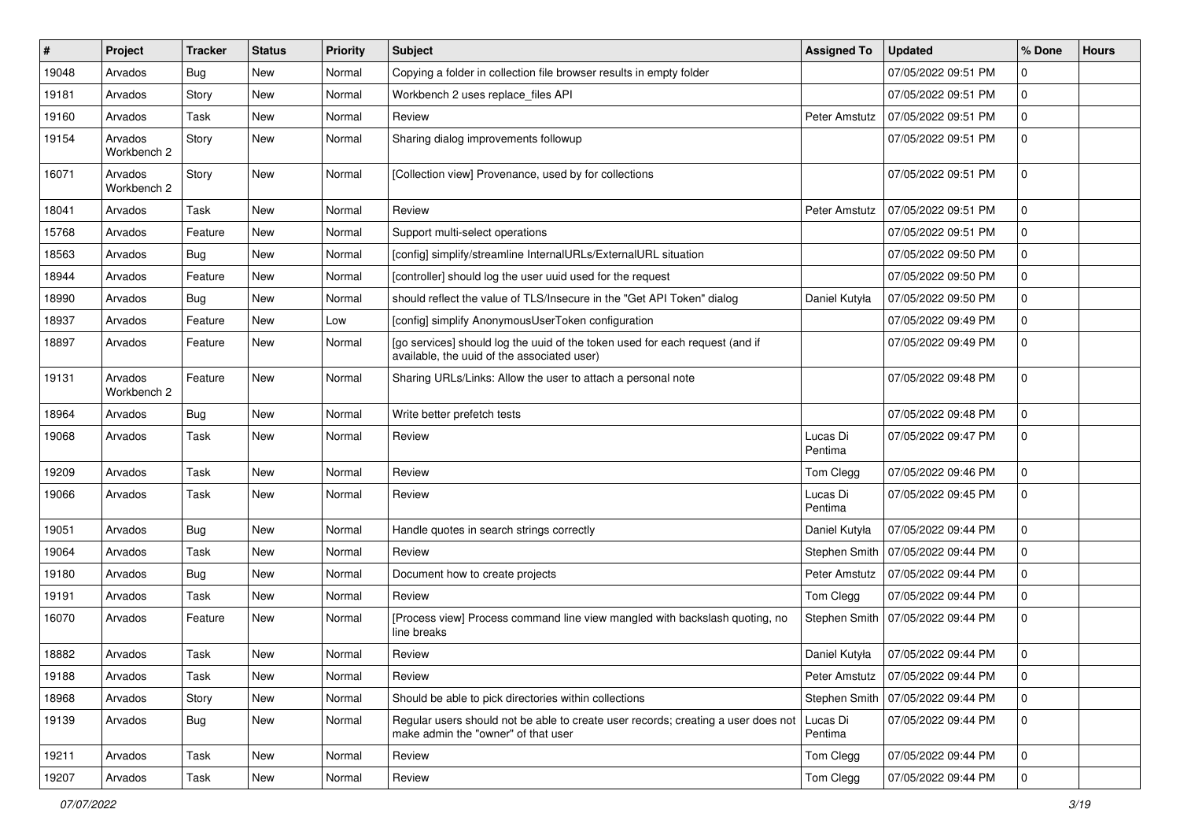| # | Project | Tracker | Status | Priority | Subject | Assigned To | Updated | % Done | Hours |
|---|---|---|---|---|---|---|---|---|---|
| 19048 | Arvados | Bug | New | Normal | Copying a folder in collection file browser results in empty folder | | 07/05/2022 09:51 PM | 0 | |
| 19181 | Arvados | Story | New | Normal | Workbench 2 uses replace_files API | | 07/05/2022 09:51 PM | 0 | |
| 19160 | Arvados | Task | New | Normal | Review | Peter Amstutz | 07/05/2022 09:51 PM | 0 | |
| 19154 | Arvados Workbench 2 | Story | New | Normal | Sharing dialog improvements followup | | 07/05/2022 09:51 PM | 0 | |
| 16071 | Arvados Workbench 2 | Story | New | Normal | [Collection view] Provenance, used by for collections | | 07/05/2022 09:51 PM | 0 | |
| 18041 | Arvados | Task | New | Normal | Review | Peter Amstutz | 07/05/2022 09:51 PM | 0 | |
| 15768 | Arvados | Feature | New | Normal | Support multi-select operations | | 07/05/2022 09:51 PM | 0 | |
| 18563 | Arvados | Bug | New | Normal | [config] simplify/streamline InternalURLs/ExternalURL situation | | 07/05/2022 09:50 PM | 0 | |
| 18944 | Arvados | Feature | New | Normal | [controller] should log the user uuid used for the request | | 07/05/2022 09:50 PM | 0 | |
| 18990 | Arvados | Bug | New | Normal | should reflect the value of TLS/Insecure in the "Get API Token" dialog | Daniel Kutyła | 07/05/2022 09:50 PM | 0 | |
| 18937 | Arvados | Feature | New | Low | [config] simplify AnonymousUserToken configuration | | 07/05/2022 09:49 PM | 0 | |
| 18897 | Arvados | Feature | New | Normal | [go services] should log the uuid of the token used for each request (and if available, the uuid of the associated user) | | 07/05/2022 09:49 PM | 0 | |
| 19131 | Arvados Workbench 2 | Feature | New | Normal | Sharing URLs/Links: Allow the user to attach a personal note | | 07/05/2022 09:48 PM | 0 | |
| 18964 | Arvados | Bug | New | Normal | Write better prefetch tests | | 07/05/2022 09:48 PM | 0 | |
| 19068 | Arvados | Task | New | Normal | Review | Lucas Di Pentima | 07/05/2022 09:47 PM | 0 | |
| 19209 | Arvados | Task | New | Normal | Review | Tom Clegg | 07/05/2022 09:46 PM | 0 | |
| 19066 | Arvados | Task | New | Normal | Review | Lucas Di Pentima | 07/05/2022 09:45 PM | 0 | |
| 19051 | Arvados | Bug | New | Normal | Handle quotes in search strings correctly | Daniel Kutyła | 07/05/2022 09:44 PM | 0 | |
| 19064 | Arvados | Task | New | Normal | Review | Stephen Smith | 07/05/2022 09:44 PM | 0 | |
| 19180 | Arvados | Bug | New | Normal | Document how to create projects | Peter Amstutz | 07/05/2022 09:44 PM | 0 | |
| 19191 | Arvados | Task | New | Normal | Review | Tom Clegg | 07/05/2022 09:44 PM | 0 | |
| 16070 | Arvados | Feature | New | Normal | [Process view] Process command line view mangled with backslash quoting, no line breaks | Stephen Smith | 07/05/2022 09:44 PM | 0 | |
| 18882 | Arvados | Task | New | Normal | Review | Daniel Kutyła | 07/05/2022 09:44 PM | 0 | |
| 19188 | Arvados | Task | New | Normal | Review | Peter Amstutz | 07/05/2022 09:44 PM | 0 | |
| 18968 | Arvados | Story | New | Normal | Should be able to pick directories within collections | Stephen Smith | 07/05/2022 09:44 PM | 0 | |
| 19139 | Arvados | Bug | New | Normal | Regular users should not be able to create user records; creating a user does not make admin the "owner" of that user | Lucas Di Pentima | 07/05/2022 09:44 PM | 0 | |
| 19211 | Arvados | Task | New | Normal | Review | Tom Clegg | 07/05/2022 09:44 PM | 0 | |
| 19207 | Arvados | Task | New | Normal | Review | Tom Clegg | 07/05/2022 09:44 PM | 0 | |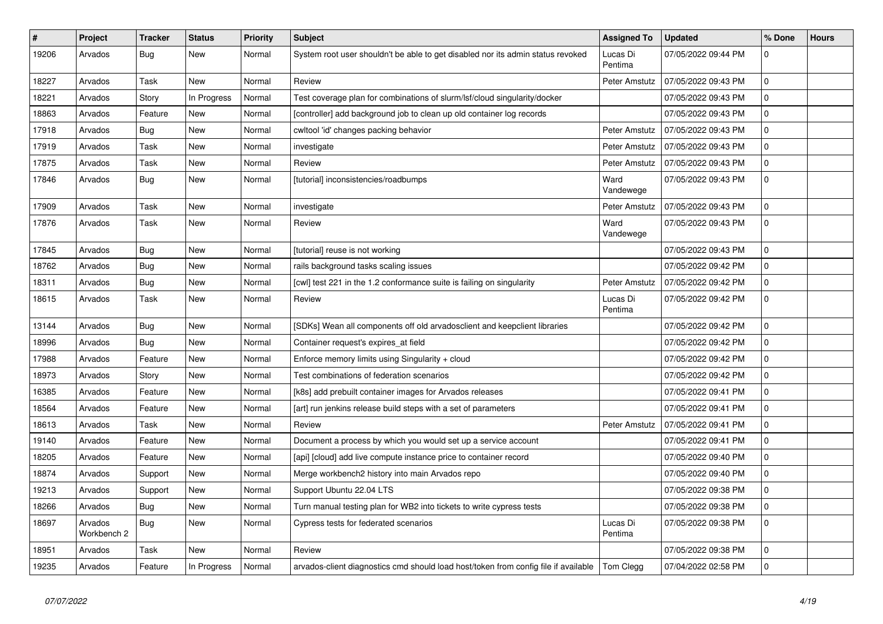| # | Project | Tracker | Status | Priority | Subject | Assigned To | Updated | % Done | Hours |
|---|---|---|---|---|---|---|---|---|---|
| 19206 | Arvados | Bug | New | Normal | System root user shouldn't be able to get disabled nor its admin status revoked | Lucas Di Pentima | 07/05/2022 09:44 PM | 0 | |
| 18227 | Arvados | Task | New | Normal | Review | Peter Amstutz | 07/05/2022 09:43 PM | 0 | |
| 18221 | Arvados | Story | In Progress | Normal | Test coverage plan for combinations of slurm/lsf/cloud singularity/docker | | 07/05/2022 09:43 PM | 0 | |
| 18863 | Arvados | Feature | New | Normal | [controller] add background job to clean up old container log records | | 07/05/2022 09:43 PM | 0 | |
| 17918 | Arvados | Bug | New | Normal | cwltool 'id' changes packing behavior | Peter Amstutz | 07/05/2022 09:43 PM | 0 | |
| 17919 | Arvados | Task | New | Normal | investigate | Peter Amstutz | 07/05/2022 09:43 PM | 0 | |
| 17875 | Arvados | Task | New | Normal | Review | Peter Amstutz | 07/05/2022 09:43 PM | 0 | |
| 17846 | Arvados | Bug | New | Normal | [tutorial] inconsistencies/roadbumps | Ward Vandewege | 07/05/2022 09:43 PM | 0 | |
| 17909 | Arvados | Task | New | Normal | investigate | Peter Amstutz | 07/05/2022 09:43 PM | 0 | |
| 17876 | Arvados | Task | New | Normal | Review | Ward Vandewege | 07/05/2022 09:43 PM | 0 | |
| 17845 | Arvados | Bug | New | Normal | [tutorial] reuse is not working | | 07/05/2022 09:43 PM | 0 | |
| 18762 | Arvados | Bug | New | Normal | rails background tasks scaling issues | | 07/05/2022 09:42 PM | 0 | |
| 18311 | Arvados | Bug | New | Normal | [cwl] test 221 in the 1.2 conformance suite is failing on singularity | Peter Amstutz | 07/05/2022 09:42 PM | 0 | |
| 18615 | Arvados | Task | New | Normal | Review | Lucas Di Pentima | 07/05/2022 09:42 PM | 0 | |
| 13144 | Arvados | Bug | New | Normal | [SDKs] Wean all components off old arvadosclient and keepclient libraries | | 07/05/2022 09:42 PM | 0 | |
| 18996 | Arvados | Bug | New | Normal | Container request's expires_at field | | 07/05/2022 09:42 PM | 0 | |
| 17988 | Arvados | Feature | New | Normal | Enforce memory limits using Singularity + cloud | | 07/05/2022 09:42 PM | 0 | |
| 18973 | Arvados | Story | New | Normal | Test combinations of federation scenarios | | 07/05/2022 09:42 PM | 0 | |
| 16385 | Arvados | Feature | New | Normal | [k8s] add prebuilt container images for Arvados releases | | 07/05/2022 09:41 PM | 0 | |
| 18564 | Arvados | Feature | New | Normal | [art] run jenkins release build steps with a set of parameters | | 07/05/2022 09:41 PM | 0 | |
| 18613 | Arvados | Task | New | Normal | Review | Peter Amstutz | 07/05/2022 09:41 PM | 0 | |
| 19140 | Arvados | Feature | New | Normal | Document a process by which you would set up a service account | | 07/05/2022 09:41 PM | 0 | |
| 18205 | Arvados | Feature | New | Normal | [api] [cloud] add live compute instance price to container record | | 07/05/2022 09:40 PM | 0 | |
| 18874 | Arvados | Support | New | Normal | Merge workbench2 history into main Arvados repo | | 07/05/2022 09:40 PM | 0 | |
| 19213 | Arvados | Support | New | Normal | Support Ubuntu 22.04 LTS | | 07/05/2022 09:38 PM | 0 | |
| 18266 | Arvados | Bug | New | Normal | Turn manual testing plan for WB2 into tickets to write cypress tests | | 07/05/2022 09:38 PM | 0 | |
| 18697 | Arvados Workbench 2 | Bug | New | Normal | Cypress tests for federated scenarios | Lucas Di Pentima | 07/05/2022 09:38 PM | 0 | |
| 18951 | Arvados | Task | New | Normal | Review | | 07/05/2022 09:38 PM | 0 | |
| 19235 | Arvados | Feature | In Progress | Normal | arvados-client diagnostics cmd should load host/token from config file if available | Tom Clegg | 07/04/2022 02:58 PM | 0 | |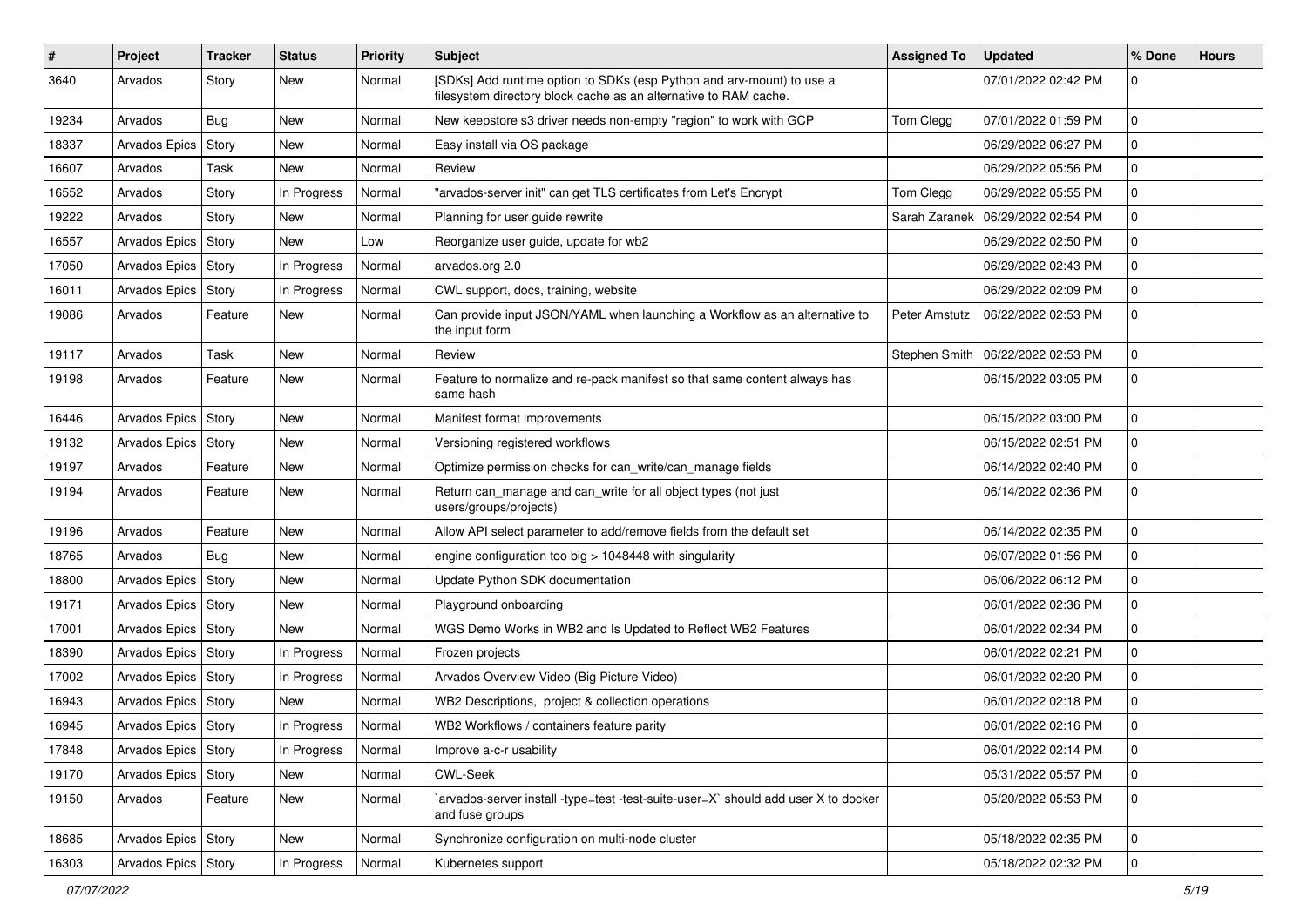| # | Project | Tracker | Status | Priority | Subject | Assigned To | Updated | % Done | Hours |
|---|---|---|---|---|---|---|---|---|---|
| 3640 | Arvados | Story | New | Normal | [SDKs] Add runtime option to SDKs (esp Python and arv-mount) to use a filesystem directory block cache as an alternative to RAM cache. | | 07/01/2022 02:42 PM | 0 | |
| 19234 | Arvados | Bug | New | Normal | New keepstore s3 driver needs non-empty "region" to work with GCP | Tom Clegg | 07/01/2022 01:59 PM | 0 | |
| 18337 | Arvados Epics | Story | New | Normal | Easy install via OS package | | 06/29/2022 06:27 PM | 0 | |
| 16607 | Arvados | Task | New | Normal | Review | | 06/29/2022 05:56 PM | 0 | |
| 16552 | Arvados | Story | In Progress | Normal | "arvados-server init" can get TLS certificates from Let's Encrypt | Tom Clegg | 06/29/2022 05:55 PM | 0 | |
| 19222 | Arvados | Story | New | Normal | Planning for user guide rewrite | Sarah Zaranek | 06/29/2022 02:54 PM | 0 | |
| 16557 | Arvados Epics | Story | New | Low | Reorganize user guide, update for wb2 | | 06/29/2022 02:50 PM | 0 | |
| 17050 | Arvados Epics | Story | In Progress | Normal | arvados.org 2.0 | | 06/29/2022 02:43 PM | 0 | |
| 16011 | Arvados Epics | Story | In Progress | Normal | CWL support, docs, training, website | | 06/29/2022 02:09 PM | 0 | |
| 19086 | Arvados | Feature | New | Normal | Can provide input JSON/YAML when launching a Workflow as an alternative to the input form | Peter Amstutz | 06/22/2022 02:53 PM | 0 | |
| 19117 | Arvados | Task | New | Normal | Review | Stephen Smith | 06/22/2022 02:53 PM | 0 | |
| 19198 | Arvados | Feature | New | Normal | Feature to normalize and re-pack manifest so that same content always has same hash | | 06/15/2022 03:05 PM | 0 | |
| 16446 | Arvados Epics | Story | New | Normal | Manifest format improvements | | 06/15/2022 03:00 PM | 0 | |
| 19132 | Arvados Epics | Story | New | Normal | Versioning registered workflows | | 06/15/2022 02:51 PM | 0 | |
| 19197 | Arvados | Feature | New | Normal | Optimize permission checks for can_write/can_manage fields | | 06/14/2022 02:40 PM | 0 | |
| 19194 | Arvados | Feature | New | Normal | Return can_manage and can_write for all object types (not just users/groups/projects) | | 06/14/2022 02:36 PM | 0 | |
| 19196 | Arvados | Feature | New | Normal | Allow API select parameter to add/remove fields from the default set | | 06/14/2022 02:35 PM | 0 | |
| 18765 | Arvados | Bug | New | Normal | engine configuration too big > 1048448 with singularity | | 06/07/2022 01:56 PM | 0 | |
| 18800 | Arvados Epics | Story | New | Normal | Update Python SDK documentation | | 06/06/2022 06:12 PM | 0 | |
| 19171 | Arvados Epics | Story | New | Normal | Playground onboarding | | 06/01/2022 02:36 PM | 0 | |
| 17001 | Arvados Epics | Story | New | Normal | WGS Demo Works in WB2 and Is Updated to Reflect WB2 Features | | 06/01/2022 02:34 PM | 0 | |
| 18390 | Arvados Epics | Story | In Progress | Normal | Frozen projects | | 06/01/2022 02:21 PM | 0 | |
| 17002 | Arvados Epics | Story | In Progress | Normal | Arvados Overview Video (Big Picture Video) | | 06/01/2022 02:20 PM | 0 | |
| 16943 | Arvados Epics | Story | New | Normal | WB2 Descriptions, project & collection operations | | 06/01/2022 02:18 PM | 0 | |
| 16945 | Arvados Epics | Story | In Progress | Normal | WB2 Workflows / containers feature parity | | 06/01/2022 02:16 PM | 0 | |
| 17848 | Arvados Epics | Story | In Progress | Normal | Improve a-c-r usability | | 06/01/2022 02:14 PM | 0 | |
| 19170 | Arvados Epics | Story | New | Normal | CWL-Seek | | 05/31/2022 05:57 PM | 0 | |
| 19150 | Arvados | Feature | New | Normal | `arvados-server install -type=test -test-suite-user=X` should add user X to docker and fuse groups | | 05/20/2022 05:53 PM | 0 | |
| 18685 | Arvados Epics | Story | New | Normal | Synchronize configuration on multi-node cluster | | 05/18/2022 02:35 PM | 0 | |
| 16303 | Arvados Epics | Story | In Progress | Normal | Kubernetes support | | 05/18/2022 02:32 PM | 0 | |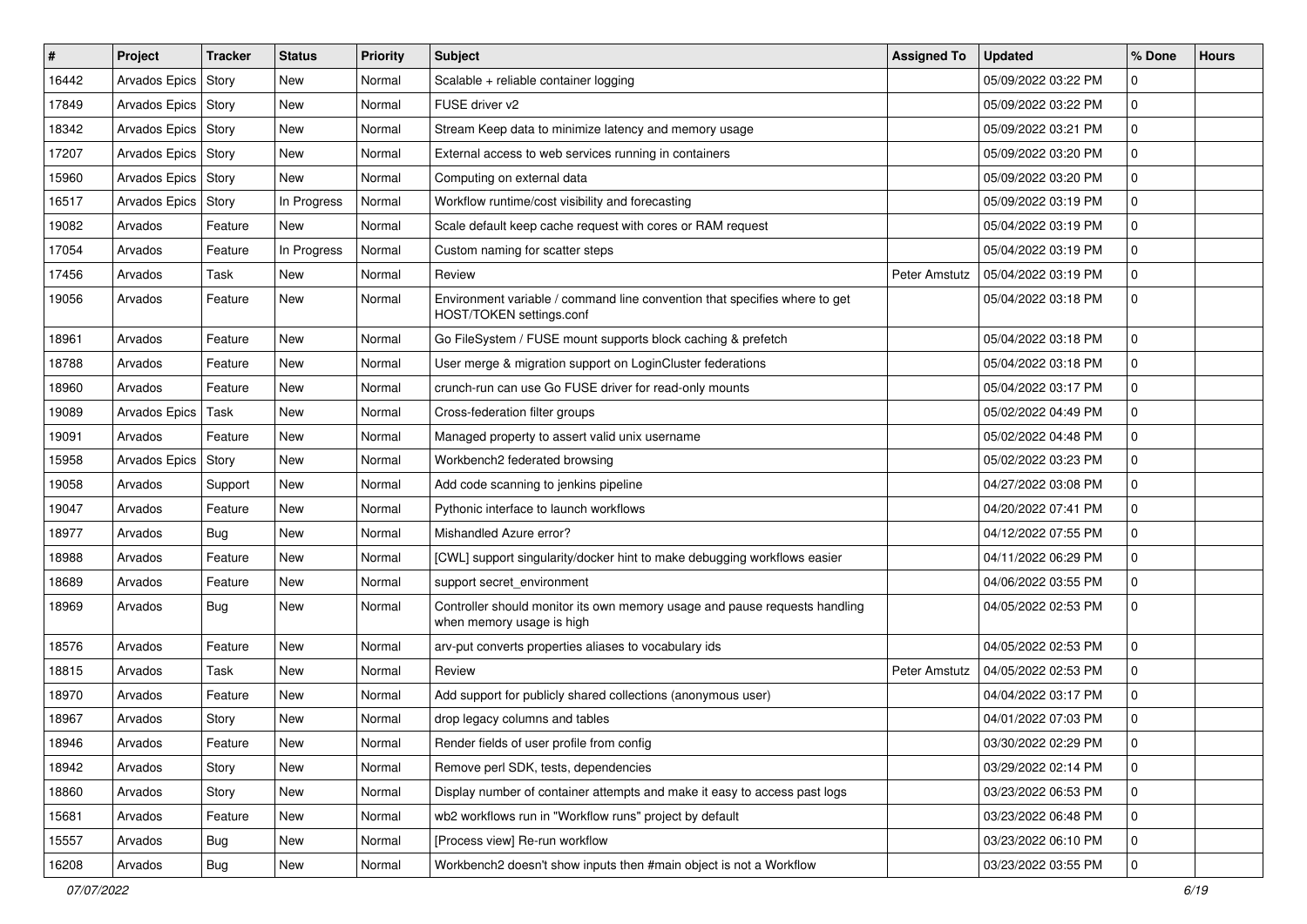| # | Project | Tracker | Status | Priority | Subject | Assigned To | Updated | % Done | Hours |
|---|---|---|---|---|---|---|---|---|---|
| 16442 | Arvados Epics | Story | New | Normal | Scalable + reliable container logging | | 05/09/2022 03:22 PM | 0 | |
| 17849 | Arvados Epics | Story | New | Normal | FUSE driver v2 | | 05/09/2022 03:22 PM | 0 | |
| 18342 | Arvados Epics | Story | New | Normal | Stream Keep data to minimize latency and memory usage | | 05/09/2022 03:21 PM | 0 | |
| 17207 | Arvados Epics | Story | New | Normal | External access to web services running in containers | | 05/09/2022 03:20 PM | 0 | |
| 15960 | Arvados Epics | Story | New | Normal | Computing on external data | | 05/09/2022 03:20 PM | 0 | |
| 16517 | Arvados Epics | Story | In Progress | Normal | Workflow runtime/cost visibility and forecasting | | 05/09/2022 03:19 PM | 0 | |
| 19082 | Arvados | Feature | New | Normal | Scale default keep cache request with cores or RAM request | | 05/04/2022 03:19 PM | 0 | |
| 17054 | Arvados | Feature | In Progress | Normal | Custom naming for scatter steps | | 05/04/2022 03:19 PM | 0 | |
| 17456 | Arvados | Task | New | Normal | Review | Peter Amstutz | 05/04/2022 03:19 PM | 0 | |
| 19056 | Arvados | Feature | New | Normal | Environment variable / command line convention that specifies where to get HOST/TOKEN settings.conf | | 05/04/2022 03:18 PM | 0 | |
| 18961 | Arvados | Feature | New | Normal | Go FileSystem / FUSE mount supports block caching & prefetch | | 05/04/2022 03:18 PM | 0 | |
| 18788 | Arvados | Feature | New | Normal | User merge & migration support on LoginCluster federations | | 05/04/2022 03:18 PM | 0 | |
| 18960 | Arvados | Feature | New | Normal | crunch-run can use Go FUSE driver for read-only mounts | | 05/04/2022 03:17 PM | 0 | |
| 19089 | Arvados Epics | Task | New | Normal | Cross-federation filter groups | | 05/02/2022 04:49 PM | 0 | |
| 19091 | Arvados | Feature | New | Normal | Managed property to assert valid unix username | | 05/02/2022 04:48 PM | 0 | |
| 15958 | Arvados Epics | Story | New | Normal | Workbench2 federated browsing | | 05/02/2022 03:23 PM | 0 | |
| 19058 | Arvados | Support | New | Normal | Add code scanning to jenkins pipeline | | 04/27/2022 03:08 PM | 0 | |
| 19047 | Arvados | Feature | New | Normal | Pythonic interface to launch workflows | | 04/20/2022 07:41 PM | 0 | |
| 18977 | Arvados | Bug | New | Normal | Mishandled Azure error? | | 04/12/2022 07:55 PM | 0 | |
| 18988 | Arvados | Feature | New | Normal | [CWL] support singularity/docker hint to make debugging workflows easier | | 04/11/2022 06:29 PM | 0 | |
| 18689 | Arvados | Feature | New | Normal | support secret_environment | | 04/06/2022 03:55 PM | 0 | |
| 18969 | Arvados | Bug | New | Normal | Controller should monitor its own memory usage and pause requests handling when memory usage is high | | 04/05/2022 02:53 PM | 0 | |
| 18576 | Arvados | Feature | New | Normal | arv-put converts properties aliases to vocabulary ids | | 04/05/2022 02:53 PM | 0 | |
| 18815 | Arvados | Task | New | Normal | Review | Peter Amstutz | 04/05/2022 02:53 PM | 0 | |
| 18970 | Arvados | Feature | New | Normal | Add support for publicly shared collections (anonymous user) | | 04/04/2022 03:17 PM | 0 | |
| 18967 | Arvados | Story | New | Normal | drop legacy columns and tables | | 04/01/2022 07:03 PM | 0 | |
| 18946 | Arvados | Feature | New | Normal | Render fields of user profile from config | | 03/30/2022 02:29 PM | 0 | |
| 18942 | Arvados | Story | New | Normal | Remove perl SDK, tests, dependencies | | 03/29/2022 02:14 PM | 0 | |
| 18860 | Arvados | Story | New | Normal | Display number of container attempts and make it easy to access past logs | | 03/23/2022 06:53 PM | 0 | |
| 15681 | Arvados | Feature | New | Normal | wb2 workflows run in "Workflow runs" project by default | | 03/23/2022 06:48 PM | 0 | |
| 15557 | Arvados | Bug | New | Normal | [Process view] Re-run workflow | | 03/23/2022 06:10 PM | 0 | |
| 16208 | Arvados | Bug | New | Normal | Workbench2 doesn't show inputs then #main object is not a Workflow | | 03/23/2022 03:55 PM | 0 | |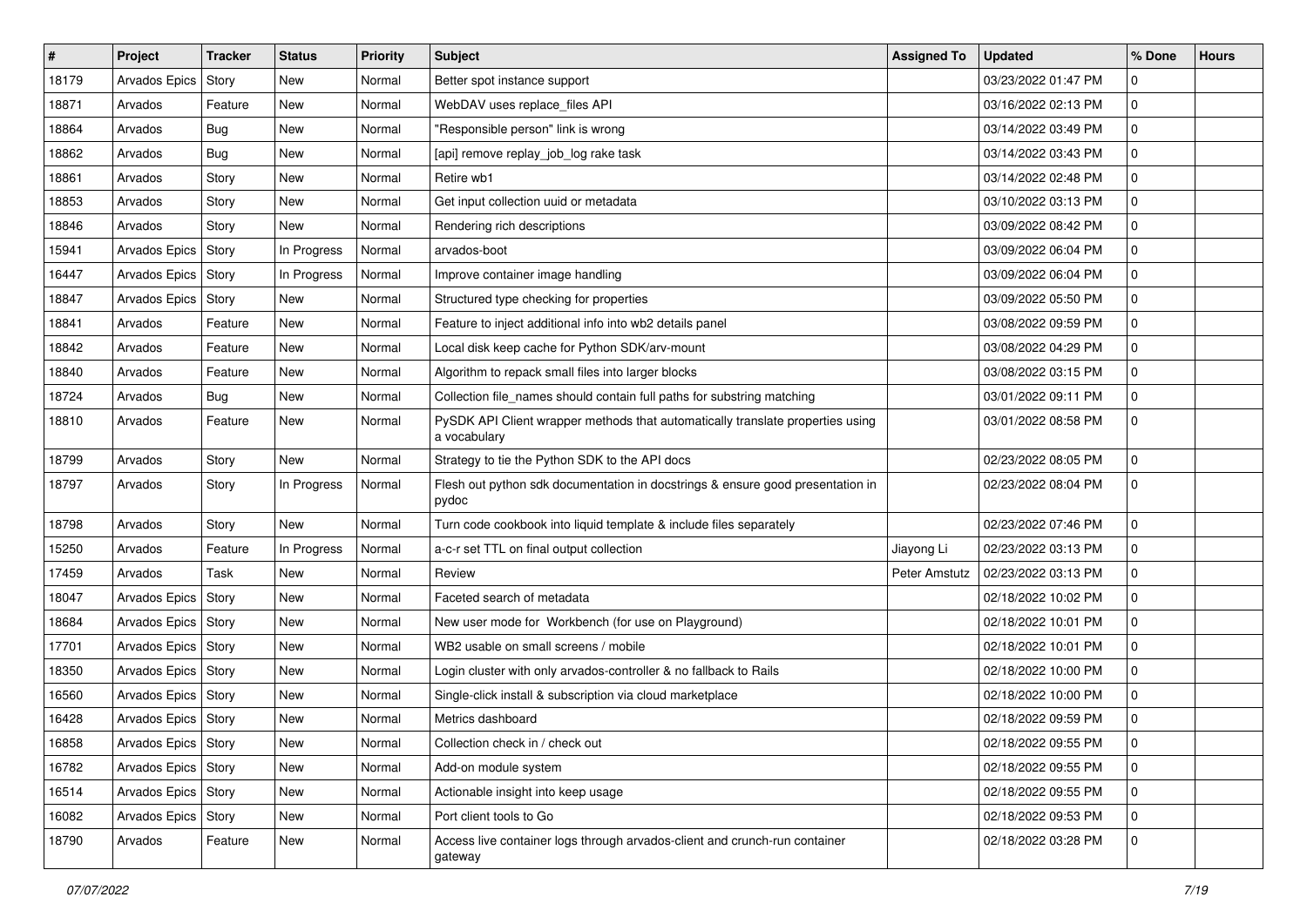| # | Project | Tracker | Status | Priority | Subject | Assigned To | Updated | % Done | Hours |
|---|---|---|---|---|---|---|---|---|---|
| 18179 | Arvados Epics | Story | New | Normal | Better spot instance support | | 03/23/2022 01:47 PM | 0 | |
| 18871 | Arvados | Feature | New | Normal | WebDAV uses replace_files API | | 03/16/2022 02:13 PM | 0 | |
| 18864 | Arvados | Bug | New | Normal | "Responsible person" link is wrong | | 03/14/2022 03:49 PM | 0 | |
| 18862 | Arvados | Bug | New | Normal | [api] remove replay_job_log rake task | | 03/14/2022 03:43 PM | 0 | |
| 18861 | Arvados | Story | New | Normal | Retire wb1 | | 03/14/2022 02:48 PM | 0 | |
| 18853 | Arvados | Story | New | Normal | Get input collection uuid or metadata | | 03/10/2022 03:13 PM | 0 | |
| 18846 | Arvados | Story | New | Normal | Rendering rich descriptions | | 03/09/2022 08:42 PM | 0 | |
| 15941 | Arvados Epics | Story | In Progress | Normal | arvados-boot | | 03/09/2022 06:04 PM | 0 | |
| 16447 | Arvados Epics | Story | In Progress | Normal | Improve container image handling | | 03/09/2022 06:04 PM | 0 | |
| 18847 | Arvados Epics | Story | New | Normal | Structured type checking for properties | | 03/09/2022 05:50 PM | 0 | |
| 18841 | Arvados | Feature | New | Normal | Feature to inject additional info into wb2 details panel | | 03/08/2022 09:59 PM | 0 | |
| 18842 | Arvados | Feature | New | Normal | Local disk keep cache for Python SDK/arv-mount | | 03/08/2022 04:29 PM | 0 | |
| 18840 | Arvados | Feature | New | Normal | Algorithm to repack small files into larger blocks | | 03/08/2022 03:15 PM | 0 | |
| 18724 | Arvados | Bug | New | Normal | Collection file_names should contain full paths for substring matching | | 03/01/2022 09:11 PM | 0 | |
| 18810 | Arvados | Feature | New | Normal | PySDK API Client wrapper methods that automatically translate properties using a vocabulary | | 03/01/2022 08:58 PM | 0 | |
| 18799 | Arvados | Story | New | Normal | Strategy to tie the Python SDK to the API docs | | 02/23/2022 08:05 PM | 0 | |
| 18797 | Arvados | Story | In Progress | Normal | Flesh out python sdk documentation in docstrings & ensure good presentation in pydoc | | 02/23/2022 08:04 PM | 0 | |
| 18798 | Arvados | Story | New | Normal | Turn code cookbook into liquid template & include files separately | | 02/23/2022 07:46 PM | 0 | |
| 15250 | Arvados | Feature | In Progress | Normal | a-c-r set TTL on final output collection | Jiayong Li | 02/23/2022 03:13 PM | 0 | |
| 17459 | Arvados | Task | New | Normal | Review | Peter Amstutz | 02/23/2022 03:13 PM | 0 | |
| 18047 | Arvados Epics | Story | New | Normal | Faceted search of metadata | | 02/18/2022 10:02 PM | 0 | |
| 18684 | Arvados Epics | Story | New | Normal | New user mode for Workbench (for use on Playground) | | 02/18/2022 10:01 PM | 0 | |
| 17701 | Arvados Epics | Story | New | Normal | WB2 usable on small screens / mobile | | 02/18/2022 10:01 PM | 0 | |
| 18350 | Arvados Epics | Story | New | Normal | Login cluster with only arvados-controller & no fallback to Rails | | 02/18/2022 10:00 PM | 0 | |
| 16560 | Arvados Epics | Story | New | Normal | Single-click install & subscription via cloud marketplace | | 02/18/2022 10:00 PM | 0 | |
| 16428 | Arvados Epics | Story | New | Normal | Metrics dashboard | | 02/18/2022 09:59 PM | 0 | |
| 16858 | Arvados Epics | Story | New | Normal | Collection check in / check out | | 02/18/2022 09:55 PM | 0 | |
| 16782 | Arvados Epics | Story | New | Normal | Add-on module system | | 02/18/2022 09:55 PM | 0 | |
| 16514 | Arvados Epics | Story | New | Normal | Actionable insight into keep usage | | 02/18/2022 09:55 PM | 0 | |
| 16082 | Arvados Epics | Story | New | Normal | Port client tools to Go | | 02/18/2022 09:53 PM | 0 | |
| 18790 | Arvados | Feature | New | Normal | Access live container logs through arvados-client and crunch-run container gateway | | 02/18/2022 03:28 PM | 0 | |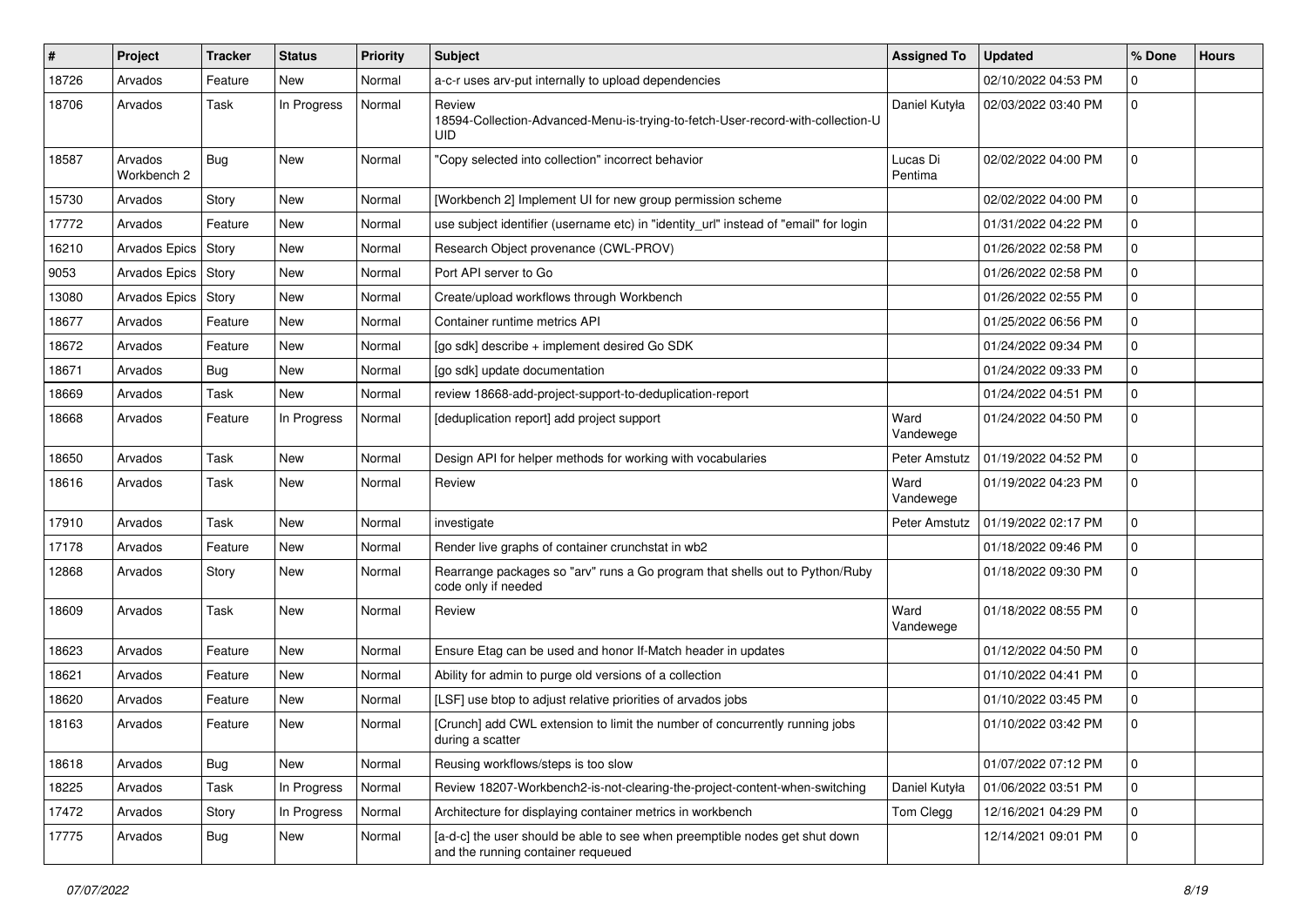| # | Project | Tracker | Status | Priority | Subject | Assigned To | Updated | % Done | Hours |
|---|---|---|---|---|---|---|---|---|---|
| 18726 | Arvados | Feature | New | Normal | a-c-r uses arv-put internally to upload dependencies | | 02/10/2022 04:53 PM | 0 | |
| 18706 | Arvados | Task | In Progress | Normal | Review 18594-Collection-Advanced-Menu-is-trying-to-fetch-User-record-with-collection-UUID | Daniel Kutyła | 02/03/2022 03:40 PM | 0 | |
| 18587 | Arvados Workbench 2 | Bug | New | Normal | "Copy selected into collection" incorrect behavior | Lucas Di Pentima | 02/02/2022 04:00 PM | 0 | |
| 15730 | Arvados | Story | New | Normal | [Workbench 2] Implement UI for new group permission scheme | | 02/02/2022 04:00 PM | 0 | |
| 17772 | Arvados | Feature | New | Normal | use subject identifier (username etc) in "identity_url" instead of "email" for login | | 01/31/2022 04:22 PM | 0 | |
| 16210 | Arvados Epics | Story | New | Normal | Research Object provenance (CWL-PROV) | | 01/26/2022 02:58 PM | 0 | |
| 9053 | Arvados Epics | Story | New | Normal | Port API server to Go | | 01/26/2022 02:58 PM | 0 | |
| 13080 | Arvados Epics | Story | New | Normal | Create/upload workflows through Workbench | | 01/26/2022 02:55 PM | 0 | |
| 18677 | Arvados | Feature | New | Normal | Container runtime metrics API | | 01/25/2022 06:56 PM | 0 | |
| 18672 | Arvados | Feature | New | Normal | [go sdk] describe + implement desired Go SDK | | 01/24/2022 09:34 PM | 0 | |
| 18671 | Arvados | Bug | New | Normal | [go sdk] update documentation | | 01/24/2022 09:33 PM | 0 | |
| 18669 | Arvados | Task | New | Normal | review 18668-add-project-support-to-deduplication-report | | 01/24/2022 04:51 PM | 0 | |
| 18668 | Arvados | Feature | In Progress | Normal | [deduplication report] add project support | Ward Vandewege | 01/24/2022 04:50 PM | 0 | |
| 18650 | Arvados | Task | New | Normal | Design API for helper methods for working with vocabularies | Peter Amstutz | 01/19/2022 04:52 PM | 0 | |
| 18616 | Arvados | Task | New | Normal | Review | Ward Vandewege | 01/19/2022 04:23 PM | 0 | |
| 17910 | Arvados | Task | New | Normal | investigate | Peter Amstutz | 01/19/2022 02:17 PM | 0 | |
| 17178 | Arvados | Feature | New | Normal | Render live graphs of container crunchstat in wb2 | | 01/18/2022 09:46 PM | 0 | |
| 12868 | Arvados | Story | New | Normal | Rearrange packages so "arv" runs a Go program that shells out to Python/Ruby code only if needed | | 01/18/2022 09:30 PM | 0 | |
| 18609 | Arvados | Task | New | Normal | Review | Ward Vandewege | 01/18/2022 08:55 PM | 0 | |
| 18623 | Arvados | Feature | New | Normal | Ensure Etag can be used and honor If-Match header in updates | | 01/12/2022 04:50 PM | 0 | |
| 18621 | Arvados | Feature | New | Normal | Ability for admin to purge old versions of a collection | | 01/10/2022 04:41 PM | 0 | |
| 18620 | Arvados | Feature | New | Normal | [LSF] use btop to adjust relative priorities of arvados jobs | | 01/10/2022 03:45 PM | 0 | |
| 18163 | Arvados | Feature | New | Normal | [Crunch] add CWL extension to limit the number of concurrently running jobs during a scatter | | 01/10/2022 03:42 PM | 0 | |
| 18618 | Arvados | Bug | New | Normal | Reusing workflows/steps is too slow | | 01/07/2022 07:12 PM | 0 | |
| 18225 | Arvados | Task | In Progress | Normal | Review 18207-Workbench2-is-not-clearing-the-project-content-when-switching | Daniel Kutyła | 01/06/2022 03:51 PM | 0 | |
| 17472 | Arvados | Story | In Progress | Normal | Architecture for displaying container metrics in workbench | Tom Clegg | 12/16/2021 04:29 PM | 0 | |
| 17775 | Arvados | Bug | New | Normal | [a-d-c] the user should be able to see when preemptible nodes get shut down and the running container requeued | | 12/14/2021 09:01 PM | 0 | |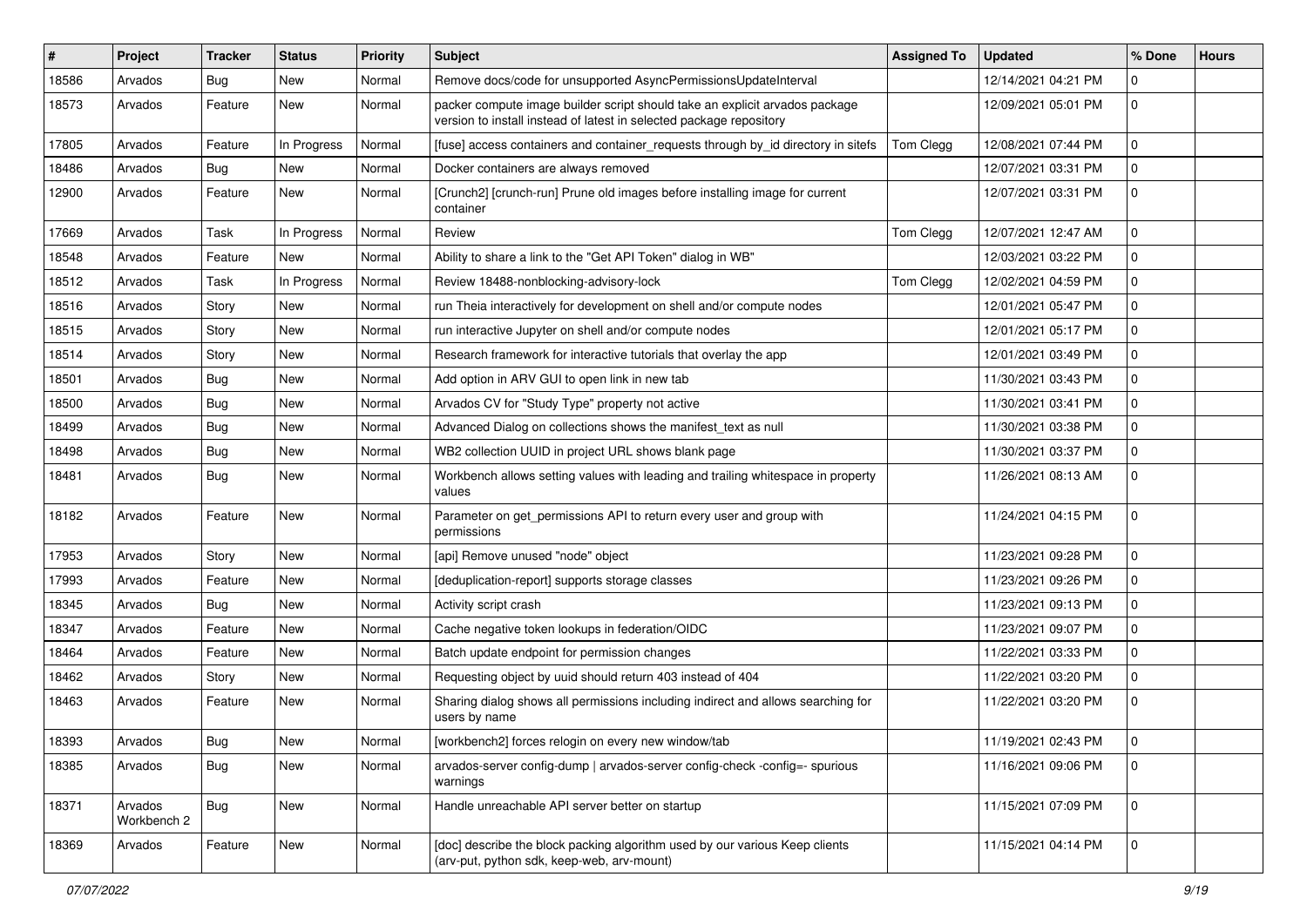| # | Project | Tracker | Status | Priority | Subject | Assigned To | Updated | % Done | Hours |
|---|---|---|---|---|---|---|---|---|---|
| 18586 | Arvados | Bug | New | Normal | Remove docs/code for unsupported AsyncPermissionsUpdateInterval | | 12/14/2021 04:21 PM | 0 | |
| 18573 | Arvados | Feature | New | Normal | packer compute image builder script should take an explicit arvados package version to install instead of latest in selected package repository | | 12/09/2021 05:01 PM | 0 | |
| 17805 | Arvados | Feature | In Progress | Normal | [fuse] access containers and container_requests through by_id directory in sitefs | Tom Clegg | 12/08/2021 07:44 PM | 0 | |
| 18486 | Arvados | Bug | New | Normal | Docker containers are always removed | | 12/07/2021 03:31 PM | 0 | |
| 12900 | Arvados | Feature | New | Normal | [Crunch2] [crunch-run] Prune old images before installing image for current container | | 12/07/2021 03:31 PM | 0 | |
| 17669 | Arvados | Task | In Progress | Normal | Review | Tom Clegg | 12/07/2021 12:47 AM | 0 | |
| 18548 | Arvados | Feature | New | Normal | Ability to share a link to the "Get API Token" dialog in WB" | | 12/03/2021 03:22 PM | 0 | |
| 18512 | Arvados | Task | In Progress | Normal | Review 18488-nonblocking-advisory-lock | Tom Clegg | 12/02/2021 04:59 PM | 0 | |
| 18516 | Arvados | Story | New | Normal | run Theia interactively for development on shell and/or compute nodes | | 12/01/2021 05:47 PM | 0 | |
| 18515 | Arvados | Story | New | Normal | run interactive Jupyter on shell and/or compute nodes | | 12/01/2021 05:17 PM | 0 | |
| 18514 | Arvados | Story | New | Normal | Research framework for interactive tutorials that overlay the app | | 12/01/2021 03:49 PM | 0 | |
| 18501 | Arvados | Bug | New | Normal | Add option in ARV GUI to open link in new tab | | 11/30/2021 03:43 PM | 0 | |
| 18500 | Arvados | Bug | New | Normal | Arvados CV for "Study Type" property not active | | 11/30/2021 03:41 PM | 0 | |
| 18499 | Arvados | Bug | New | Normal | Advanced Dialog on collections shows the manifest_text as null | | 11/30/2021 03:38 PM | 0 | |
| 18498 | Arvados | Bug | New | Normal | WB2 collection UUID in project URL shows blank page | | 11/30/2021 03:37 PM | 0 | |
| 18481 | Arvados | Bug | New | Normal | Workbench allows setting values with leading and trailing whitespace in property values | | 11/26/2021 08:13 AM | 0 | |
| 18182 | Arvados | Feature | New | Normal | Parameter on get_permissions API to return every user and group with permissions | | 11/24/2021 04:15 PM | 0 | |
| 17953 | Arvados | Story | New | Normal | [api] Remove unused "node" object | | 11/23/2021 09:28 PM | 0 | |
| 17993 | Arvados | Feature | New | Normal | [deduplication-report] supports storage classes | | 11/23/2021 09:26 PM | 0 | |
| 18345 | Arvados | Bug | New | Normal | Activity script crash | | 11/23/2021 09:13 PM | 0 | |
| 18347 | Arvados | Feature | New | Normal | Cache negative token lookups in federation/OIDC | | 11/23/2021 09:07 PM | 0 | |
| 18464 | Arvados | Feature | New | Normal | Batch update endpoint for permission changes | | 11/22/2021 03:33 PM | 0 | |
| 18462 | Arvados | Story | New | Normal | Requesting object by uuid should return 403 instead of 404 | | 11/22/2021 03:20 PM | 0 | |
| 18463 | Arvados | Feature | New | Normal | Sharing dialog shows all permissions including indirect and allows searching for users by name | | 11/22/2021 03:20 PM | 0 | |
| 18393 | Arvados | Bug | New | Normal | [workbench2] forces relogin on every new window/tab | | 11/19/2021 02:43 PM | 0 | |
| 18385 | Arvados | Bug | New | Normal | arvados-server config-dump \| arvados-server config-check -config=- spurious warnings | | 11/16/2021 09:06 PM | 0 | |
| 18371 | Arvados Workbench 2 | Bug | New | Normal | Handle unreachable API server better on startup | | 11/15/2021 07:09 PM | 0 | |
| 18369 | Arvados | Feature | New | Normal | [doc] describe the block packing algorithm used by our various Keep clients (arv-put, python sdk, keep-web, arv-mount) | | 11/15/2021 04:14 PM | 0 | |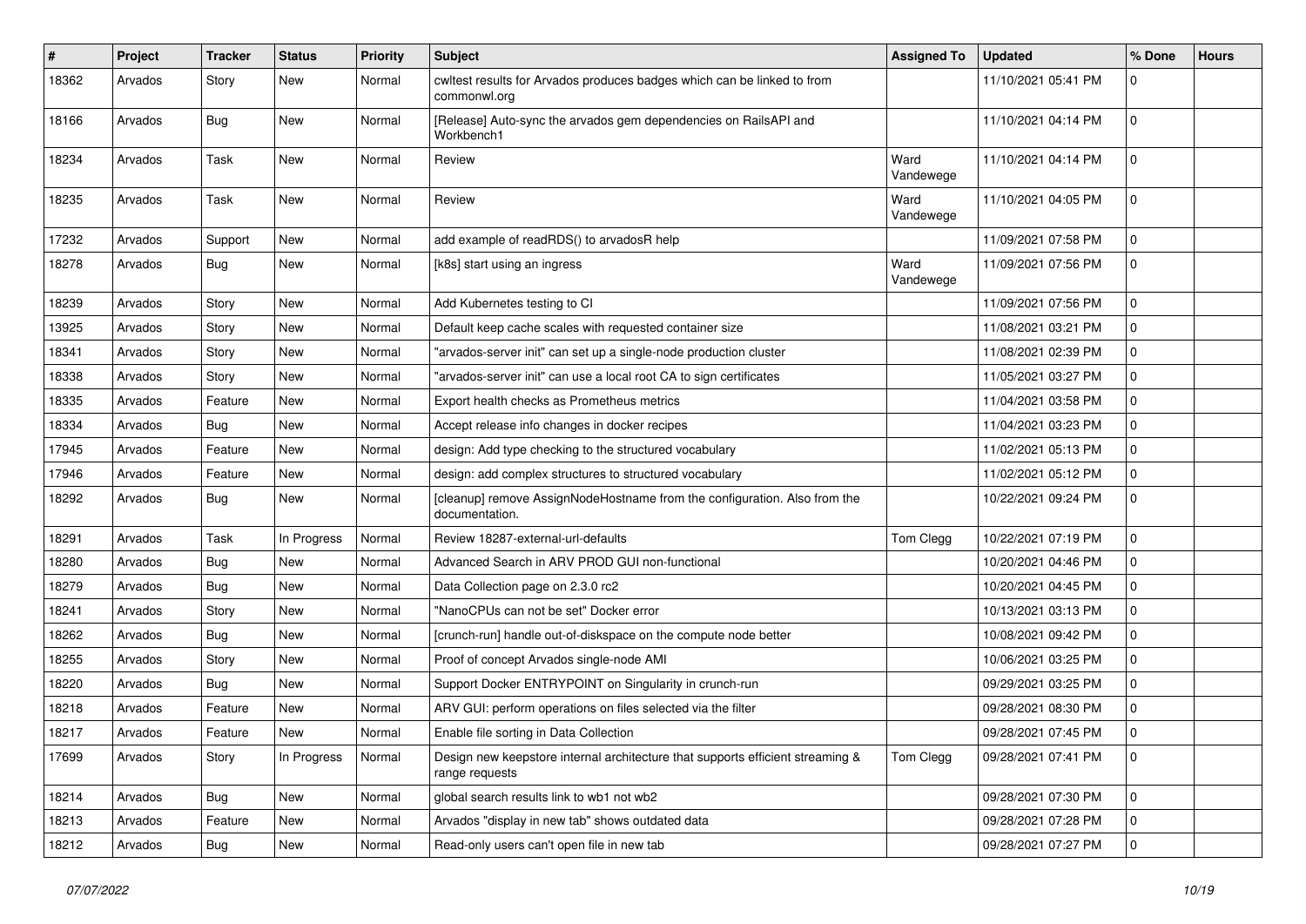| # | Project | Tracker | Status | Priority | Subject | Assigned To | Updated | % Done | Hours |
|---|---|---|---|---|---|---|---|---|---|
| 18362 | Arvados | Story | New | Normal | cwltest results for Arvados produces badges which can be linked to from commonwl.org | | 11/10/2021 05:41 PM | 0 | |
| 18166 | Arvados | Bug | New | Normal | [Release] Auto-sync the arvados gem dependencies on RailsAPI and Workbench1 | | 11/10/2021 04:14 PM | 0 | |
| 18234 | Arvados | Task | New | Normal | Review | Ward Vandewege | 11/10/2021 04:14 PM | 0 | |
| 18235 | Arvados | Task | New | Normal | Review | Ward Vandewege | 11/10/2021 04:05 PM | 0 | |
| 17232 | Arvados | Support | New | Normal | add example of readRDS() to arvadosR help | | 11/09/2021 07:58 PM | 0 | |
| 18278 | Arvados | Bug | New | Normal | [k8s] start using an ingress | Ward Vandewege | 11/09/2021 07:56 PM | 0 | |
| 18239 | Arvados | Story | New | Normal | Add Kubernetes testing to CI | | 11/09/2021 07:56 PM | 0 | |
| 13925 | Arvados | Story | New | Normal | Default keep cache scales with requested container size | | 11/08/2021 03:21 PM | 0 | |
| 18341 | Arvados | Story | New | Normal | "arvados-server init" can set up a single-node production cluster | | 11/08/2021 02:39 PM | 0 | |
| 18338 | Arvados | Story | New | Normal | "arvados-server init" can use a local root CA to sign certificates | | 11/05/2021 03:27 PM | 0 | |
| 18335 | Arvados | Feature | New | Normal | Export health checks as Prometheus metrics | | 11/04/2021 03:58 PM | 0 | |
| 18334 | Arvados | Bug | New | Normal | Accept release info changes in docker recipes | | 11/04/2021 03:23 PM | 0 | |
| 17945 | Arvados | Feature | New | Normal | design: Add type checking to the structured vocabulary | | 11/02/2021 05:13 PM | 0 | |
| 17946 | Arvados | Feature | New | Normal | design: add complex structures to structured vocabulary | | 11/02/2021 05:12 PM | 0 | |
| 18292 | Arvados | Bug | New | Normal | [cleanup] remove AssignNodeHostname from the configuration. Also from the documentation. | | 10/22/2021 09:24 PM | 0 | |
| 18291 | Arvados | Task | In Progress | Normal | Review 18287-external-url-defaults | Tom Clegg | 10/22/2021 07:19 PM | 0 | |
| 18280 | Arvados | Bug | New | Normal | Advanced Search in ARV PROD GUI non-functional | | 10/20/2021 04:46 PM | 0 | |
| 18279 | Arvados | Bug | New | Normal | Data Collection page on 2.3.0 rc2 | | 10/20/2021 04:45 PM | 0 | |
| 18241 | Arvados | Story | New | Normal | "NanoCPUs can not be set" Docker error | | 10/13/2021 03:13 PM | 0 | |
| 18262 | Arvados | Bug | New | Normal | [crunch-run] handle out-of-diskspace on the compute node better | | 10/08/2021 09:42 PM | 0 | |
| 18255 | Arvados | Story | New | Normal | Proof of concept Arvados single-node AMI | | 10/06/2021 03:25 PM | 0 | |
| 18220 | Arvados | Bug | New | Normal | Support Docker ENTRYPOINT on Singularity in crunch-run | | 09/29/2021 03:25 PM | 0 | |
| 18218 | Arvados | Feature | New | Normal | ARV GUI: perform operations on files selected via the filter | | 09/28/2021 08:30 PM | 0 | |
| 18217 | Arvados | Feature | New | Normal | Enable file sorting in Data Collection | | 09/28/2021 07:45 PM | 0 | |
| 17699 | Arvados | Story | In Progress | Normal | Design new keepstore internal architecture that supports efficient streaming & range requests | Tom Clegg | 09/28/2021 07:41 PM | 0 | |
| 18214 | Arvados | Bug | New | Normal | global search results link to wb1 not wb2 | | 09/28/2021 07:30 PM | 0 | |
| 18213 | Arvados | Feature | New | Normal | Arvados "display in new tab" shows outdated data | | 09/28/2021 07:28 PM | 0 | |
| 18212 | Arvados | Bug | New | Normal | Read-only users can't open file in new tab | | 09/28/2021 07:27 PM | 0 | |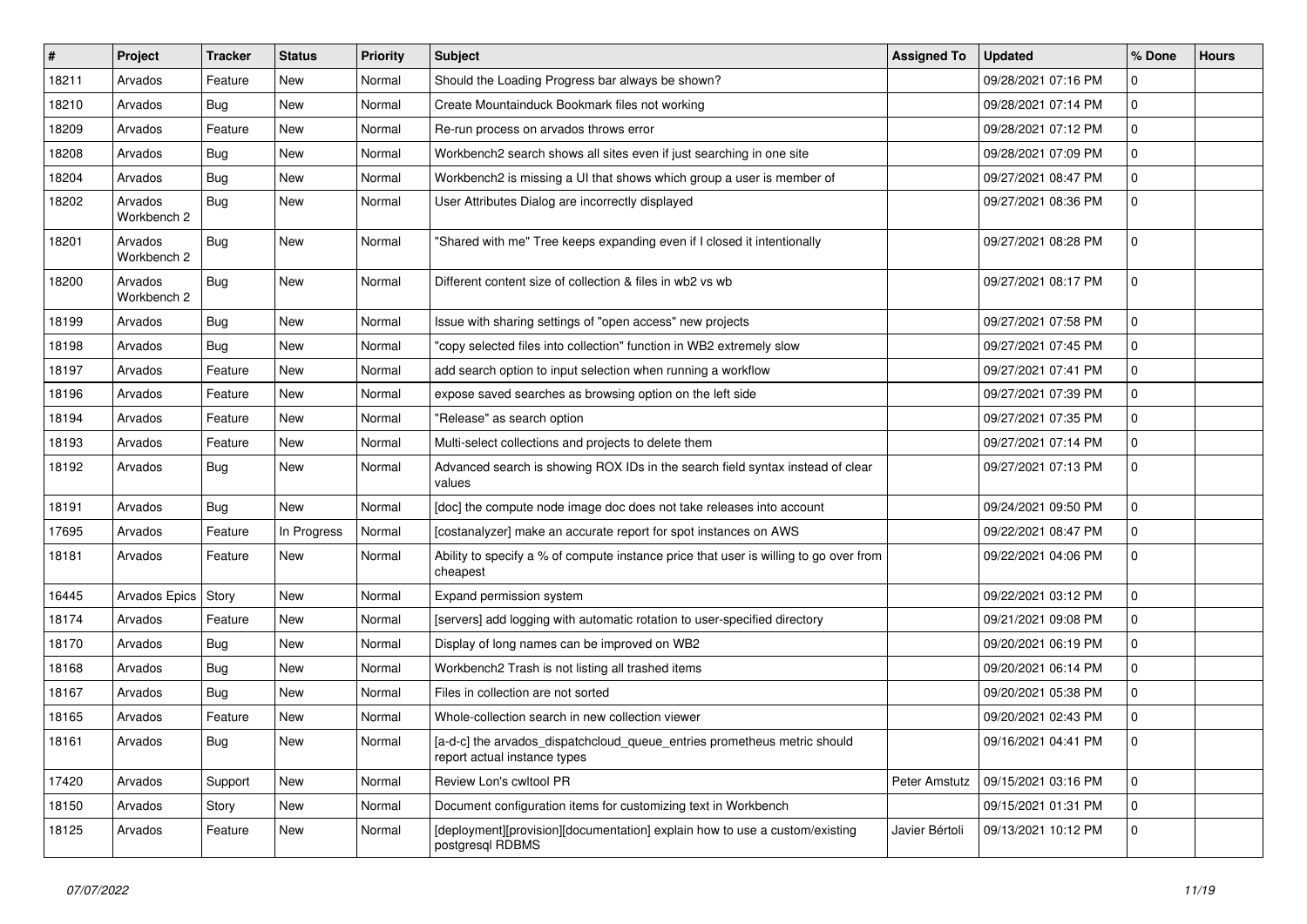| # | Project | Tracker | Status | Priority | Subject | Assigned To | Updated | % Done | Hours |
|---|---|---|---|---|---|---|---|---|---|
| 18211 | Arvados | Feature | New | Normal | Should the Loading Progress bar always be shown? | | 09/28/2021 07:16 PM | 0 | |
| 18210 | Arvados | Bug | New | Normal | Create Mountainduck Bookmark files not working | | 09/28/2021 07:14 PM | 0 | |
| 18209 | Arvados | Feature | New | Normal | Re-run process on arvados throws error | | 09/28/2021 07:12 PM | 0 | |
| 18208 | Arvados | Bug | New | Normal | Workbench2 search shows all sites even if just searching in one site | | 09/28/2021 07:09 PM | 0 | |
| 18204 | Arvados | Bug | New | Normal | Workbench2 is missing a UI that shows which group a user is member of | | 09/27/2021 08:47 PM | 0 | |
| 18202 | Arvados Workbench 2 | Bug | New | Normal | User Attributes Dialog are incorrectly displayed | | 09/27/2021 08:36 PM | 0 | |
| 18201 | Arvados Workbench 2 | Bug | New | Normal | "Shared with me" Tree keeps expanding even if I closed it intentionally | | 09/27/2021 08:28 PM | 0 | |
| 18200 | Arvados Workbench 2 | Bug | New | Normal | Different content size of collection & files in wb2 vs wb | | 09/27/2021 08:17 PM | 0 | |
| 18199 | Arvados | Bug | New | Normal | Issue with sharing settings of "open access" new projects | | 09/27/2021 07:58 PM | 0 | |
| 18198 | Arvados | Bug | New | Normal | "copy selected files into collection" function in WB2 extremely slow | | 09/27/2021 07:45 PM | 0 | |
| 18197 | Arvados | Feature | New | Normal | add search option to input selection when running a workflow | | 09/27/2021 07:41 PM | 0 | |
| 18196 | Arvados | Feature | New | Normal | expose saved searches as browsing option on the left side | | 09/27/2021 07:39 PM | 0 | |
| 18194 | Arvados | Feature | New | Normal | "Release" as search option | | 09/27/2021 07:35 PM | 0 | |
| 18193 | Arvados | Feature | New | Normal | Multi-select collections and projects to delete them | | 09/27/2021 07:14 PM | 0 | |
| 18192 | Arvados | Bug | New | Normal | Advanced search is showing ROX IDs in the search field syntax instead of clear values | | 09/27/2021 07:13 PM | 0 | |
| 18191 | Arvados | Bug | New | Normal | [doc] the compute node image doc does not take releases into account | | 09/24/2021 09:50 PM | 0 | |
| 17695 | Arvados | Feature | In Progress | Normal | [costanalyzer] make an accurate report for spot instances on AWS | | 09/22/2021 08:47 PM | 0 | |
| 18181 | Arvados | Feature | New | Normal | Ability to specify a % of compute instance price that user is willing to go over from cheapest | | 09/22/2021 04:06 PM | 0 | |
| 16445 | Arvados Epics | Story | New | Normal | Expand permission system | | 09/22/2021 03:12 PM | 0 | |
| 18174 | Arvados | Feature | New | Normal | [servers] add logging with automatic rotation to user-specified directory | | 09/21/2021 09:08 PM | 0 | |
| 18170 | Arvados | Bug | New | Normal | Display of long names can be improved on WB2 | | 09/20/2021 06:19 PM | 0 | |
| 18168 | Arvados | Bug | New | Normal | Workbench2 Trash is not listing all trashed items | | 09/20/2021 06:14 PM | 0 | |
| 18167 | Arvados | Bug | New | Normal | Files in collection are not sorted | | 09/20/2021 05:38 PM | 0 | |
| 18165 | Arvados | Feature | New | Normal | Whole-collection search in new collection viewer | | 09/20/2021 02:43 PM | 0 | |
| 18161 | Arvados | Bug | New | Normal | [a-d-c] the arvados_dispatchcloud_queue_entries prometheus metric should report actual instance types | | 09/16/2021 04:41 PM | 0 | |
| 17420 | Arvados | Support | New | Normal | Review Lon's cwltool PR | Peter Amstutz | 09/15/2021 03:16 PM | 0 | |
| 18150 | Arvados | Story | New | Normal | Document configuration items for customizing text in Workbench | | 09/15/2021 01:31 PM | 0 | |
| 18125 | Arvados | Feature | New | Normal | [deployment][provision][documentation] explain how to use a custom/existing postgresql RDBMS | Javier Bértoli | 09/13/2021 10:12 PM | 0 | |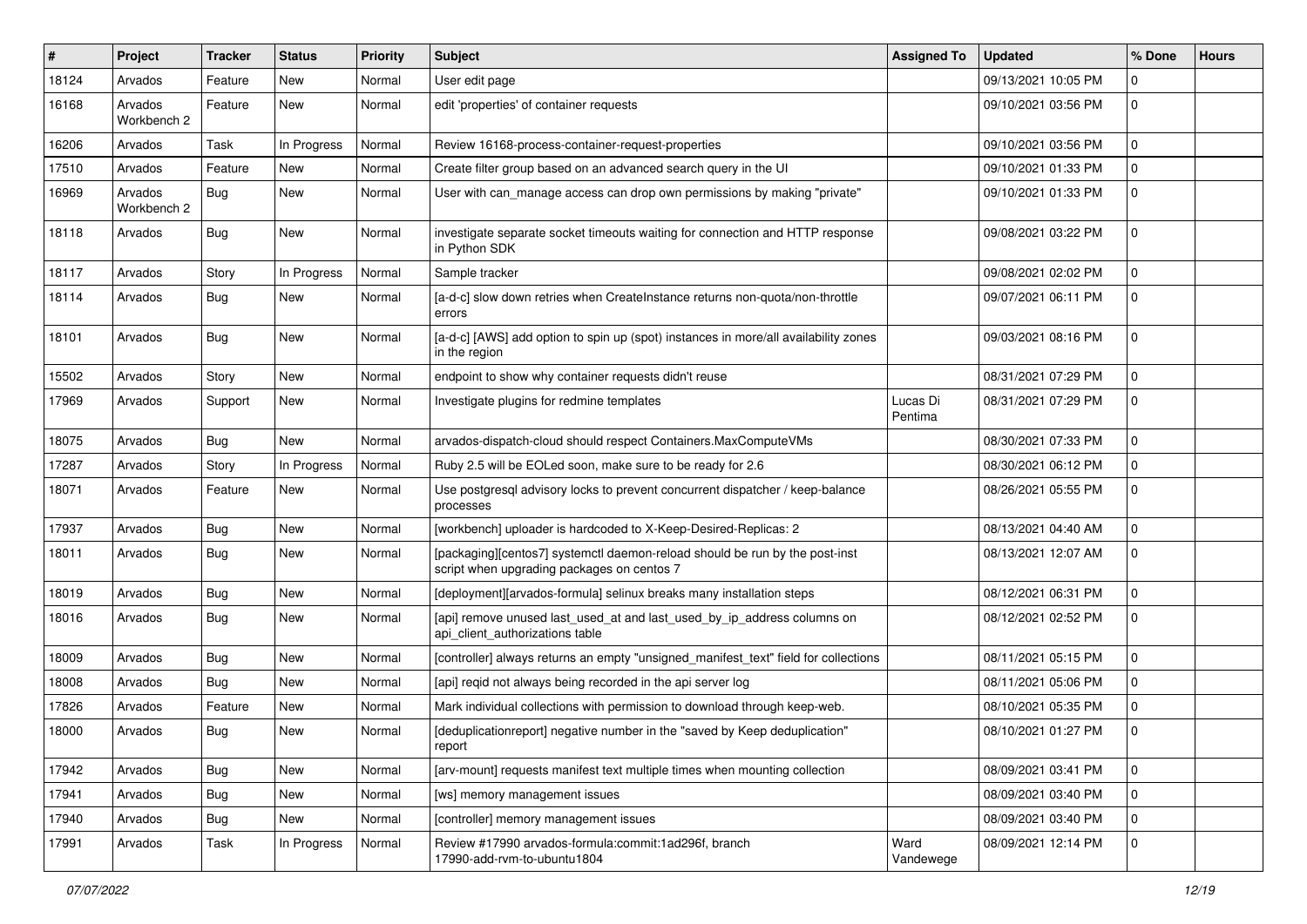| # | Project | Tracker | Status | Priority | Subject | Assigned To | Updated | % Done | Hours |
|---|---|---|---|---|---|---|---|---|---|
| 18124 | Arvados | Feature | New | Normal | User edit page | | 09/13/2021 10:05 PM | 0 | |
| 16168 | Arvados Workbench 2 | Feature | New | Normal | edit 'properties' of container requests | | 09/10/2021 03:56 PM | 0 | |
| 16206 | Arvados | Task | In Progress | Normal | Review 16168-process-container-request-properties | | 09/10/2021 03:56 PM | 0 | |
| 17510 | Arvados | Feature | New | Normal | Create filter group based on an advanced search query in the UI | | 09/10/2021 01:33 PM | 0 | |
| 16969 | Arvados Workbench 2 | Bug | New | Normal | User with can_manage access can drop own permissions by making "private" | | 09/10/2021 01:33 PM | 0 | |
| 18118 | Arvados | Bug | New | Normal | investigate separate socket timeouts waiting for connection and HTTP response in Python SDK | | 09/08/2021 03:22 PM | 0 | |
| 18117 | Arvados | Story | In Progress | Normal | Sample tracker | | 09/08/2021 02:02 PM | 0 | |
| 18114 | Arvados | Bug | New | Normal | [a-d-c] slow down retries when CreateInstance returns non-quota/non-throttle errors | | 09/07/2021 06:11 PM | 0 | |
| 18101 | Arvados | Bug | New | Normal | [a-d-c] [AWS] add option to spin up (spot) instances in more/all availability zones in the region | | 09/03/2021 08:16 PM | 0 | |
| 15502 | Arvados | Story | New | Normal | endpoint to show why container requests didn't reuse | | 08/31/2021 07:29 PM | 0 | |
| 17969 | Arvados | Support | New | Normal | Investigate plugins for redmine templates | Lucas Di Pentima | 08/31/2021 07:29 PM | 0 | |
| 18075 | Arvados | Bug | New | Normal | arvados-dispatch-cloud should respect Containers.MaxComputeVMs | | 08/30/2021 07:33 PM | 0 | |
| 17287 | Arvados | Story | In Progress | Normal | Ruby 2.5 will be EOLed soon, make sure to be ready for 2.6 | | 08/30/2021 06:12 PM | 0 | |
| 18071 | Arvados | Feature | New | Normal | Use postgresql advisory locks to prevent concurrent dispatcher / keep-balance processes | | 08/26/2021 05:55 PM | 0 | |
| 17937 | Arvados | Bug | New | Normal | [workbench] uploader is hardcoded to X-Keep-Desired-Replicas: 2 | | 08/13/2021 04:40 AM | 0 | |
| 18011 | Arvados | Bug | New | Normal | [packaging][centos7] systemctl daemon-reload should be run by the post-inst script when upgrading packages on centos 7 | | 08/13/2021 12:07 AM | 0 | |
| 18019 | Arvados | Bug | New | Normal | [deployment][arvados-formula] selinux breaks many installation steps | | 08/12/2021 06:31 PM | 0 | |
| 18016 | Arvados | Bug | New | Normal | [api] remove unused last_used_at and last_used_by_ip_address columns on api_client_authorizations table | | 08/12/2021 02:52 PM | 0 | |
| 18009 | Arvados | Bug | New | Normal | [controller] always returns an empty "unsigned_manifest_text" field for collections | | 08/11/2021 05:15 PM | 0 | |
| 18008 | Arvados | Bug | New | Normal | [api] reqid not always being recorded in the api server log | | 08/11/2021 05:06 PM | 0 | |
| 17826 | Arvados | Feature | New | Normal | Mark individual collections with permission to download through keep-web. | | 08/10/2021 05:35 PM | 0 | |
| 18000 | Arvados | Bug | New | Normal | [deduplicationreport] negative number in the "saved by Keep deduplication" report | | 08/10/2021 01:27 PM | 0 | |
| 17942 | Arvados | Bug | New | Normal | [arv-mount] requests manifest text multiple times when mounting collection | | 08/09/2021 03:41 PM | 0 | |
| 17941 | Arvados | Bug | New | Normal | [ws] memory management issues | | 08/09/2021 03:40 PM | 0 | |
| 17940 | Arvados | Bug | New | Normal | [controller] memory management issues | | 08/09/2021 03:40 PM | 0 | |
| 17991 | Arvados | Task | In Progress | Normal | Review #17990 arvados-formula:commit:1ad296f, branch 17990-add-rvm-to-ubuntu1804 | Ward Vandewege | 08/09/2021 12:14 PM | 0 | |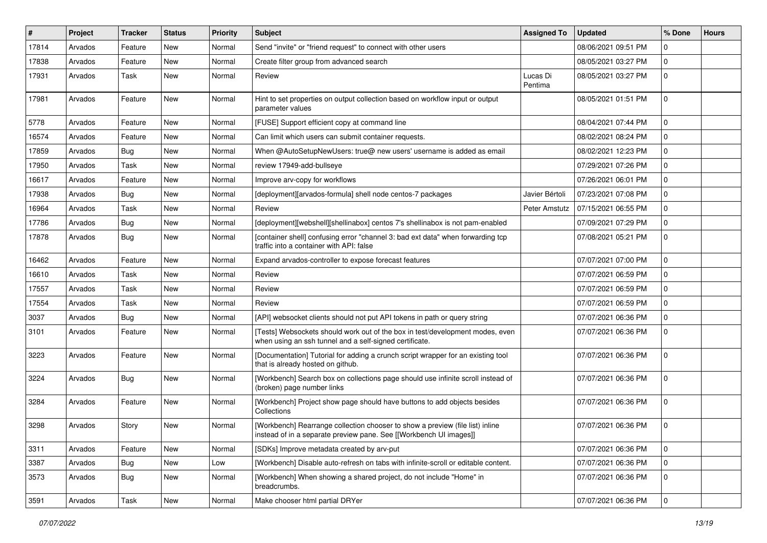| # | Project | Tracker | Status | Priority | Subject | Assigned To | Updated | % Done | Hours |
|---|---|---|---|---|---|---|---|---|---|
| 17814 | Arvados | Feature | New | Normal | Send "invite" or "friend request" to connect with other users | | 08/06/2021 09:51 PM | 0 | |
| 17838 | Arvados | Feature | New | Normal | Create filter group from advanced search | | 08/05/2021 03:27 PM | 0 | |
| 17931 | Arvados | Task | New | Normal | Review | Lucas Di Pentima | 08/05/2021 03:27 PM | 0 | |
| 17981 | Arvados | Feature | New | Normal | Hint to set properties on output collection based on workflow input or output parameter values | | 08/05/2021 01:51 PM | 0 | |
| 5778 | Arvados | Feature | New | Normal | [FUSE] Support efficient copy at command line | | 08/04/2021 07:44 PM | 0 | |
| 16574 | Arvados | Feature | New | Normal | Can limit which users can submit container requests. | | 08/02/2021 08:24 PM | 0 | |
| 17859 | Arvados | Bug | New | Normal | When @AutoSetupNewUsers: true@ new users' username is added as email | | 08/02/2021 12:23 PM | 0 | |
| 17950 | Arvados | Task | New | Normal | review 17949-add-bullseye | | 07/29/2021 07:26 PM | 0 | |
| 16617 | Arvados | Feature | New | Normal | Improve arv-copy for workflows | | 07/26/2021 06:01 PM | 0 | |
| 17938 | Arvados | Bug | New | Normal | [deployment][arvados-formula] shell node centos-7 packages | Javier Bértoli | 07/23/2021 07:08 PM | 0 | |
| 16964 | Arvados | Task | New | Normal | Review | Peter Amstutz | 07/15/2021 06:55 PM | 0 | |
| 17786 | Arvados | Bug | New | Normal | [deployment][webshell][shellinabox] centos 7's shellinabox is not pam-enabled | | 07/09/2021 07:29 PM | 0 | |
| 17878 | Arvados | Bug | New | Normal | [container shell] confusing error "channel 3: bad ext data" when forwarding tcp traffic into a container with API: false | | 07/08/2021 05:21 PM | 0 | |
| 16462 | Arvados | Feature | New | Normal | Expand arvados-controller to expose forecast features | | 07/07/2021 07:00 PM | 0 | |
| 16610 | Arvados | Task | New | Normal | Review | | 07/07/2021 06:59 PM | 0 | |
| 17557 | Arvados | Task | New | Normal | Review | | 07/07/2021 06:59 PM | 0 | |
| 17554 | Arvados | Task | New | Normal | Review | | 07/07/2021 06:59 PM | 0 | |
| 3037 | Arvados | Bug | New | Normal | [API] websocket clients should not put API tokens in path or query string | | 07/07/2021 06:36 PM | 0 | |
| 3101 | Arvados | Feature | New | Normal | [Tests] Websockets should work out of the box in test/development modes, even when using an ssh tunnel and a self-signed certificate. | | 07/07/2021 06:36 PM | 0 | |
| 3223 | Arvados | Feature | New | Normal | [Documentation] Tutorial for adding a crunch script wrapper for an existing tool that is already hosted on github. | | 07/07/2021 06:36 PM | 0 | |
| 3224 | Arvados | Bug | New | Normal | [Workbench] Search box on collections page should use infinite scroll instead of (broken) page number links | | 07/07/2021 06:36 PM | 0 | |
| 3284 | Arvados | Feature | New | Normal | [Workbench] Project show page should have buttons to add objects besides Collections | | 07/07/2021 06:36 PM | 0 | |
| 3298 | Arvados | Story | New | Normal | [Workbench] Rearrange collection chooser to show a preview (file list) inline instead of in a separate preview pane. See [[Workbench UI images]] | | 07/07/2021 06:36 PM | 0 | |
| 3311 | Arvados | Feature | New | Normal | [SDKs] Improve metadata created by arv-put | | 07/07/2021 06:36 PM | 0 | |
| 3387 | Arvados | Bug | New | Low | [Workbench] Disable auto-refresh on tabs with infinite-scroll or editable content. | | 07/07/2021 06:36 PM | 0 | |
| 3573 | Arvados | Bug | New | Normal | [Workbench] When showing a shared project, do not include "Home" in breadcrumbs. | | 07/07/2021 06:36 PM | 0 | |
| 3591 | Arvados | Task | New | Normal | Make chooser html partial DRYer | | 07/07/2021 06:36 PM | 0 | |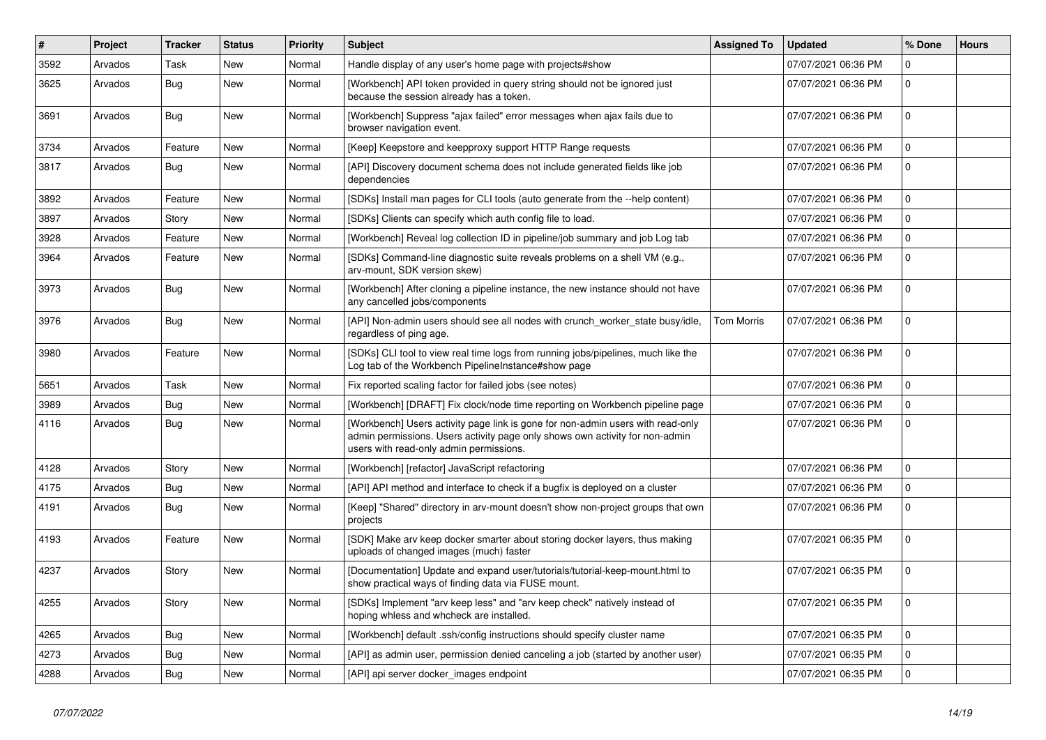| # | Project | Tracker | Status | Priority | Subject | Assigned To | Updated | % Done | Hours |
|---|---|---|---|---|---|---|---|---|---|
| 3592 | Arvados | Task | New | Normal | Handle display of any user's home page with projects#show | | 07/07/2021 06:36 PM | 0 | |
| 3625 | Arvados | Bug | New | Normal | [Workbench] API token provided in query string should not be ignored just because the session already has a token. | | 07/07/2021 06:36 PM | 0 | |
| 3691 | Arvados | Bug | New | Normal | [Workbench] Suppress "ajax failed" error messages when ajax fails due to browser navigation event. | | 07/07/2021 06:36 PM | 0 | |
| 3734 | Arvados | Feature | New | Normal | [Keep] Keepstore and keepproxy support HTTP Range requests | | 07/07/2021 06:36 PM | 0 | |
| 3817 | Arvados | Bug | New | Normal | [API] Discovery document schema does not include generated fields like job dependencies | | 07/07/2021 06:36 PM | 0 | |
| 3892 | Arvados | Feature | New | Normal | [SDKs] Install man pages for CLI tools (auto generate from the --help content) | | 07/07/2021 06:36 PM | 0 | |
| 3897 | Arvados | Story | New | Normal | [SDKs] Clients can specify which auth config file to load. | | 07/07/2021 06:36 PM | 0 | |
| 3928 | Arvados | Feature | New | Normal | [Workbench] Reveal log collection ID in pipeline/job summary and job Log tab | | 07/07/2021 06:36 PM | 0 | |
| 3964 | Arvados | Feature | New | Normal | [SDKs] Command-line diagnostic suite reveals problems on a shell VM (e.g., arv-mount, SDK version skew) | | 07/07/2021 06:36 PM | 0 | |
| 3973 | Arvados | Bug | New | Normal | [Workbench] After cloning a pipeline instance, the new instance should not have any cancelled jobs/components | | 07/07/2021 06:36 PM | 0 | |
| 3976 | Arvados | Bug | New | Normal | [API] Non-admin users should see all nodes with crunch_worker_state busy/idle, regardless of ping age. | Tom Morris | 07/07/2021 06:36 PM | 0 | |
| 3980 | Arvados | Feature | New | Normal | [SDKs] CLI tool to view real time logs from running jobs/pipelines, much like the Log tab of the Workbench PipelineInstance#show page | | 07/07/2021 06:36 PM | 0 | |
| 5651 | Arvados | Task | New | Normal | Fix reported scaling factor for failed jobs (see notes) | | 07/07/2021 06:36 PM | 0 | |
| 3989 | Arvados | Bug | New | Normal | [Workbench] [DRAFT] Fix clock/node time reporting on Workbench pipeline page | | 07/07/2021 06:36 PM | 0 | |
| 4116 | Arvados | Bug | New | Normal | [Workbench] Users activity page link is gone for non-admin users with read-only admin permissions. Users activity page only shows own activity for non-admin users with read-only admin permissions. | | 07/07/2021 06:36 PM | 0 | |
| 4128 | Arvados | Story | New | Normal | [Workbench] [refactor] JavaScript refactoring | | 07/07/2021 06:36 PM | 0 | |
| 4175 | Arvados | Bug | New | Normal | [API] API method and interface to check if a bugfix is deployed on a cluster | | 07/07/2021 06:36 PM | 0 | |
| 4191 | Arvados | Bug | New | Normal | [Keep] "Shared" directory in arv-mount doesn't show non-project groups that own projects | | 07/07/2021 06:36 PM | 0 | |
| 4193 | Arvados | Feature | New | Normal | [SDK] Make arv keep docker smarter about storing docker layers, thus making uploads of changed images (much) faster | | 07/07/2021 06:35 PM | 0 | |
| 4237 | Arvados | Story | New | Normal | [Documentation] Update and expand user/tutorials/tutorial-keep-mount.html to show practical ways of finding data via FUSE mount. | | 07/07/2021 06:35 PM | 0 | |
| 4255 | Arvados | Story | New | Normal | [SDKs] Implement "arv keep less" and "arv keep check" natively instead of hoping whless and whcheck are installed. | | 07/07/2021 06:35 PM | 0 | |
| 4265 | Arvados | Bug | New | Normal | [Workbench] default .ssh/config instructions should specify cluster name | | 07/07/2021 06:35 PM | 0 | |
| 4273 | Arvados | Bug | New | Normal | [API] as admin user, permission denied canceling a job (started by another user) | | 07/07/2021 06:35 PM | 0 | |
| 4288 | Arvados | Bug | New | Normal | [API] api server docker_images endpoint | | 07/07/2021 06:35 PM | 0 | |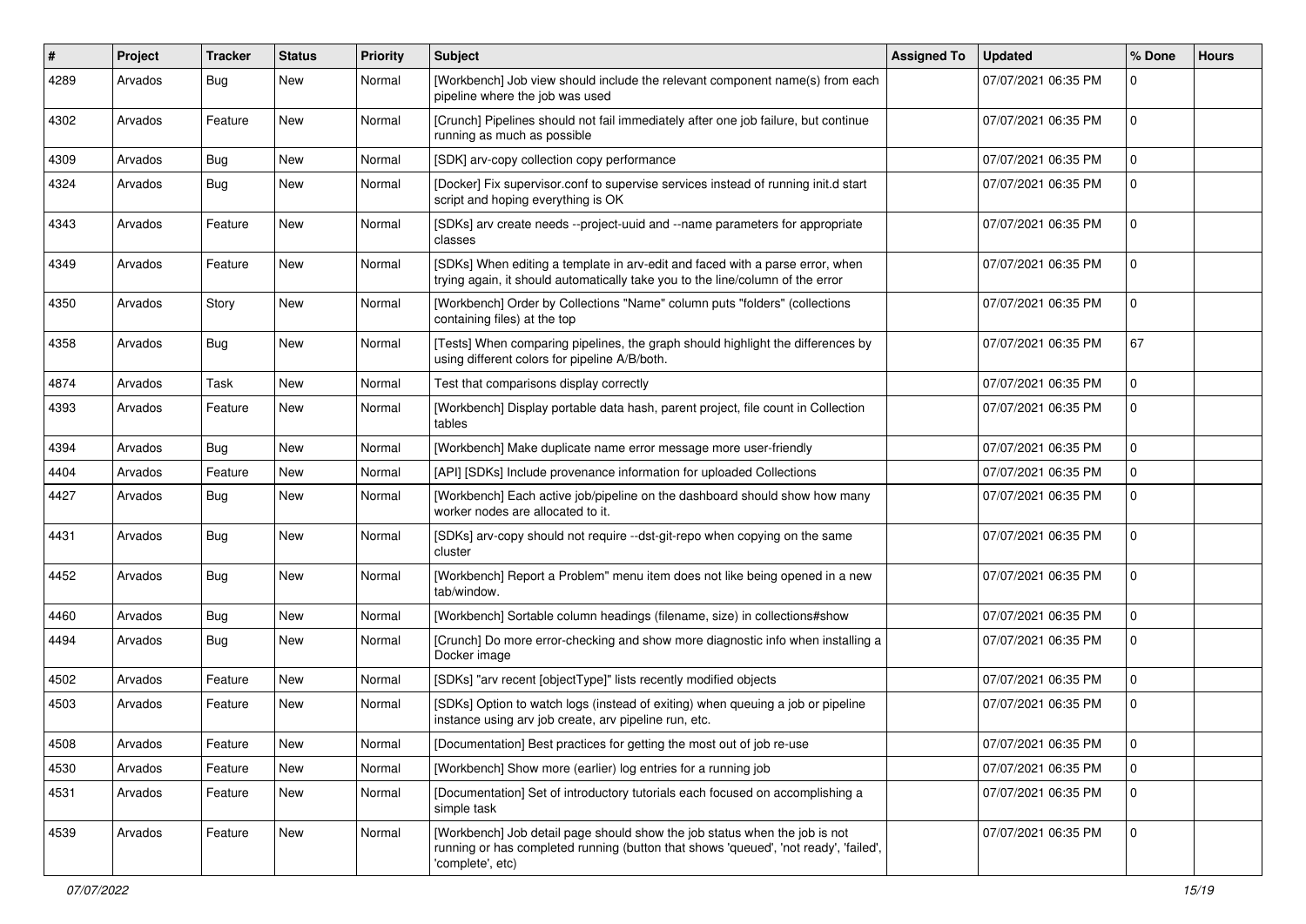| # | Project | Tracker | Status | Priority | Subject | Assigned To | Updated | % Done | Hours |
|---|---|---|---|---|---|---|---|---|---|
| 4289 | Arvados | Bug | New | Normal | [Workbench] Job view should include the relevant component name(s) from each pipeline where the job was used | | 07/07/2021 06:35 PM | 0 | |
| 4302 | Arvados | Feature | New | Normal | [Crunch] Pipelines should not fail immediately after one job failure, but continue running as much as possible | | 07/07/2021 06:35 PM | 0 | |
| 4309 | Arvados | Bug | New | Normal | [SDK] arv-copy collection copy performance | | 07/07/2021 06:35 PM | 0 | |
| 4324 | Arvados | Bug | New | Normal | [Docker] Fix supervisor.conf to supervise services instead of running init.d start script and hoping everything is OK | | 07/07/2021 06:35 PM | 0 | |
| 4343 | Arvados | Feature | New | Normal | [SDKs] arv create needs --project-uuid and --name parameters for appropriate classes | | 07/07/2021 06:35 PM | 0 | |
| 4349 | Arvados | Feature | New | Normal | [SDKs] When editing a template in arv-edit and faced with a parse error, when trying again, it should automatically take you to the line/column of the error | | 07/07/2021 06:35 PM | 0 | |
| 4350 | Arvados | Story | New | Normal | [Workbench] Order by Collections "Name" column puts "folders" (collections containing files) at the top | | 07/07/2021 06:35 PM | 0 | |
| 4358 | Arvados | Bug | New | Normal | [Tests] When comparing pipelines, the graph should highlight the differences by using different colors for pipeline A/B/both. | | 07/07/2021 06:35 PM | 67 | |
| 4874 | Arvados | Task | New | Normal | Test that comparisons display correctly | | 07/07/2021 06:35 PM | 0 | |
| 4393 | Arvados | Feature | New | Normal | [Workbench] Display portable data hash, parent project, file count in Collection tables | | 07/07/2021 06:35 PM | 0 | |
| 4394 | Arvados | Bug | New | Normal | [Workbench] Make duplicate name error message more user-friendly | | 07/07/2021 06:35 PM | 0 | |
| 4404 | Arvados | Feature | New | Normal | [API] [SDKs] Include provenance information for uploaded Collections | | 07/07/2021 06:35 PM | 0 | |
| 4427 | Arvados | Bug | New | Normal | [Workbench] Each active job/pipeline on the dashboard should show how many worker nodes are allocated to it. | | 07/07/2021 06:35 PM | 0 | |
| 4431 | Arvados | Bug | New | Normal | [SDKs] arv-copy should not require --dst-git-repo when copying on the same cluster | | 07/07/2021 06:35 PM | 0 | |
| 4452 | Arvados | Bug | New | Normal | [Workbench] Report a Problem" menu item does not like being opened in a new tab/window. | | 07/07/2021 06:35 PM | 0 | |
| 4460 | Arvados | Bug | New | Normal | [Workbench] Sortable column headings (filename, size) in collections#show | | 07/07/2021 06:35 PM | 0 | |
| 4494 | Arvados | Bug | New | Normal | [Crunch] Do more error-checking and show more diagnostic info when installing a Docker image | | 07/07/2021 06:35 PM | 0 | |
| 4502 | Arvados | Feature | New | Normal | [SDKs] "arv recent [objectType]" lists recently modified objects | | 07/07/2021 06:35 PM | 0 | |
| 4503 | Arvados | Feature | New | Normal | [SDKs] Option to watch logs (instead of exiting) when queuing a job or pipeline instance using arv job create, arv pipeline run, etc. | | 07/07/2021 06:35 PM | 0 | |
| 4508 | Arvados | Feature | New | Normal | [Documentation] Best practices for getting the most out of job re-use | | 07/07/2021 06:35 PM | 0 | |
| 4530 | Arvados | Feature | New | Normal | [Workbench] Show more (earlier) log entries for a running job | | 07/07/2021 06:35 PM | 0 | |
| 4531 | Arvados | Feature | New | Normal | [Documentation] Set of introductory tutorials each focused on accomplishing a simple task | | 07/07/2021 06:35 PM | 0 | |
| 4539 | Arvados | Feature | New | Normal | [Workbench] Job detail page should show the job status when the job is not running or has completed running (button that shows 'queued', 'not ready', 'failed', 'complete', etc) | | 07/07/2021 06:35 PM | 0 | |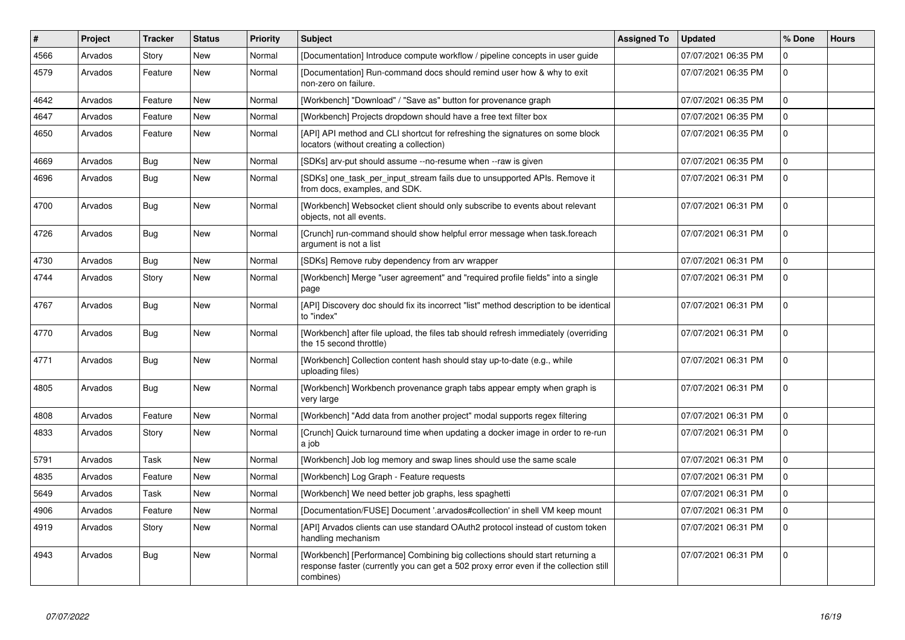| # | Project | Tracker | Status | Priority | Subject | Assigned To | Updated | % Done | Hours |
|---|---|---|---|---|---|---|---|---|---|
| 4566 | Arvados | Story | New | Normal | [Documentation] Introduce compute workflow / pipeline concepts in user guide | | 07/07/2021 06:35 PM | 0 | |
| 4579 | Arvados | Feature | New | Normal | [Documentation] Run-command docs should remind user how & why to exit non-zero on failure. | | 07/07/2021 06:35 PM | 0 | |
| 4642 | Arvados | Feature | New | Normal | [Workbench] "Download" / "Save as" button for provenance graph | | 07/07/2021 06:35 PM | 0 | |
| 4647 | Arvados | Feature | New | Normal | [Workbench] Projects dropdown should have a free text filter box | | 07/07/2021 06:35 PM | 0 | |
| 4650 | Arvados | Feature | New | Normal | [API] API method and CLI shortcut for refreshing the signatures on some block locators (without creating a collection) | | 07/07/2021 06:35 PM | 0 | |
| 4669 | Arvados | Bug | New | Normal | [SDKs] arv-put should assume --no-resume when --raw is given | | 07/07/2021 06:35 PM | 0 | |
| 4696 | Arvados | Bug | New | Normal | [SDKs] one_task_per_input_stream fails due to unsupported APIs. Remove it from docs, examples, and SDK. | | 07/07/2021 06:31 PM | 0 | |
| 4700 | Arvados | Bug | New | Normal | [Workbench] Websocket client should only subscribe to events about relevant objects, not all events. | | 07/07/2021 06:31 PM | 0 | |
| 4726 | Arvados | Bug | New | Normal | [Crunch] run-command should show helpful error message when task.foreach argument is not a list | | 07/07/2021 06:31 PM | 0 | |
| 4730 | Arvados | Bug | New | Normal | [SDKs] Remove ruby dependency from arv wrapper | | 07/07/2021 06:31 PM | 0 | |
| 4744 | Arvados | Story | New | Normal | [Workbench] Merge "user agreement" and "required profile fields" into a single page | | 07/07/2021 06:31 PM | 0 | |
| 4767 | Arvados | Bug | New | Normal | [API] Discovery doc should fix its incorrect "list" method description to be identical to "index" | | 07/07/2021 06:31 PM | 0 | |
| 4770 | Arvados | Bug | New | Normal | [Workbench] after file upload, the files tab should refresh immediately (overriding the 15 second throttle) | | 07/07/2021 06:31 PM | 0 | |
| 4771 | Arvados | Bug | New | Normal | [Workbench] Collection content hash should stay up-to-date (e.g., while uploading files) | | 07/07/2021 06:31 PM | 0 | |
| 4805 | Arvados | Bug | New | Normal | [Workbench] Workbench provenance graph tabs appear empty when graph is very large | | 07/07/2021 06:31 PM | 0 | |
| 4808 | Arvados | Feature | New | Normal | [Workbench] "Add data from another project" modal supports regex filtering | | 07/07/2021 06:31 PM | 0 | |
| 4833 | Arvados | Story | New | Normal | [Crunch] Quick turnaround time when updating a docker image in order to re-run a job | | 07/07/2021 06:31 PM | 0 | |
| 5791 | Arvados | Task | New | Normal | [Workbench] Job log memory and swap lines should use the same scale | | 07/07/2021 06:31 PM | 0 | |
| 4835 | Arvados | Feature | New | Normal | [Workbench] Log Graph - Feature requests | | 07/07/2021 06:31 PM | 0 | |
| 5649 | Arvados | Task | New | Normal | [Workbench] We need better job graphs, less spaghetti | | 07/07/2021 06:31 PM | 0 | |
| 4906 | Arvados | Feature | New | Normal | [Documentation/FUSE] Document '.arvados#collection' in shell VM keep mount | | 07/07/2021 06:31 PM | 0 | |
| 4919 | Arvados | Story | New | Normal | [API] Arvados clients can use standard OAuth2 protocol instead of custom token handling mechanism | | 07/07/2021 06:31 PM | 0 | |
| 4943 | Arvados | Bug | New | Normal | [Workbench] [Performance] Combining big collections should start returning a response faster (currently you can get a 502 proxy error even if the collection still combines) | | 07/07/2021 06:31 PM | 0 | |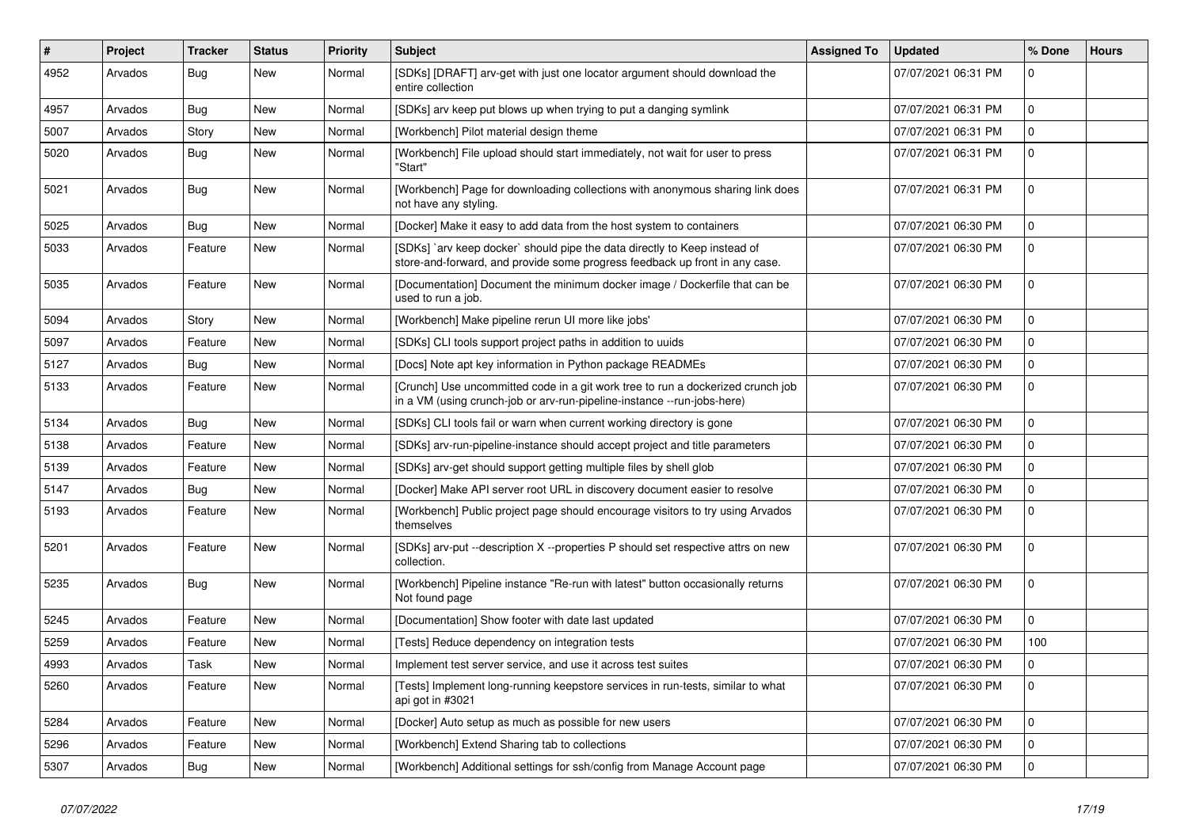| # | Project | Tracker | Status | Priority | Subject | Assigned To | Updated | % Done | Hours |
|---|---|---|---|---|---|---|---|---|---|
| 4952 | Arvados | Bug | New | Normal | [SDKs] [DRAFT] arv-get with just one locator argument should download the entire collection | | 07/07/2021 06:31 PM | 0 | |
| 4957 | Arvados | Bug | New | Normal | [SDKs] arv keep put blows up when trying to put a danging symlink | | 07/07/2021 06:31 PM | 0 | |
| 5007 | Arvados | Story | New | Normal | [Workbench] Pilot material design theme | | 07/07/2021 06:31 PM | 0 | |
| 5020 | Arvados | Bug | New | Normal | [Workbench] File upload should start immediately, not wait for user to press "Start" | | 07/07/2021 06:31 PM | 0 | |
| 5021 | Arvados | Bug | New | Normal | [Workbench] Page for downloading collections with anonymous sharing link does not have any styling. | | 07/07/2021 06:31 PM | 0 | |
| 5025 | Arvados | Bug | New | Normal | [Docker] Make it easy to add data from the host system to containers | | 07/07/2021 06:30 PM | 0 | |
| 5033 | Arvados | Feature | New | Normal | [SDKs] `arv keep docker` should pipe the data directly to Keep instead of store-and-forward, and provide some progress feedback up front in any case. | | 07/07/2021 06:30 PM | 0 | |
| 5035 | Arvados | Feature | New | Normal | [Documentation] Document the minimum docker image / Dockerfile that can be used to run a job. | | 07/07/2021 06:30 PM | 0 | |
| 5094 | Arvados | Story | New | Normal | [Workbench] Make pipeline rerun UI more like jobs' | | 07/07/2021 06:30 PM | 0 | |
| 5097 | Arvados | Feature | New | Normal | [SDKs] CLI tools support project paths in addition to uuids | | 07/07/2021 06:30 PM | 0 | |
| 5127 | Arvados | Bug | New | Normal | [Docs] Note apt key information in Python package READMEs | | 07/07/2021 06:30 PM | 0 | |
| 5133 | Arvados | Feature | New | Normal | [Crunch] Use uncommitted code in a git work tree to run a dockerized crunch job in a VM (using crunch-job or arv-run-pipeline-instance --run-jobs-here) | | 07/07/2021 06:30 PM | 0 | |
| 5134 | Arvados | Bug | New | Normal | [SDKs] CLI tools fail or warn when current working directory is gone | | 07/07/2021 06:30 PM | 0 | |
| 5138 | Arvados | Feature | New | Normal | [SDKs] arv-run-pipeline-instance should accept project and title parameters | | 07/07/2021 06:30 PM | 0 | |
| 5139 | Arvados | Feature | New | Normal | [SDKs] arv-get should support getting multiple files by shell glob | | 07/07/2021 06:30 PM | 0 | |
| 5147 | Arvados | Bug | New | Normal | [Docker] Make API server root URL in discovery document easier to resolve | | 07/07/2021 06:30 PM | 0 | |
| 5193 | Arvados | Feature | New | Normal | [Workbench] Public project page should encourage visitors to try using Arvados themselves | | 07/07/2021 06:30 PM | 0 | |
| 5201 | Arvados | Feature | New | Normal | [SDKs] arv-put --description X --properties P should set respective attrs on new collection. | | 07/07/2021 06:30 PM | 0 | |
| 5235 | Arvados | Bug | New | Normal | [Workbench] Pipeline instance "Re-run with latest" button occasionally returns Not found page | | 07/07/2021 06:30 PM | 0 | |
| 5245 | Arvados | Feature | New | Normal | [Documentation] Show footer with date last updated | | 07/07/2021 06:30 PM | 0 | |
| 5259 | Arvados | Feature | New | Normal | [Tests] Reduce dependency on integration tests | | 07/07/2021 06:30 PM | 100 | |
| 4993 | Arvados | Task | New | Normal | Implement test server service, and use it across test suites | | 07/07/2021 06:30 PM | 0 | |
| 5260 | Arvados | Feature | New | Normal | [Tests] Implement long-running keepstore services in run-tests, similar to what api got in #3021 | | 07/07/2021 06:30 PM | 0 | |
| 5284 | Arvados | Feature | New | Normal | [Docker] Auto setup as much as possible for new users | | 07/07/2021 06:30 PM | 0 | |
| 5296 | Arvados | Feature | New | Normal | [Workbench] Extend Sharing tab to collections | | 07/07/2021 06:30 PM | 0 | |
| 5307 | Arvados | Bug | New | Normal | [Workbench] Additional settings for ssh/config from Manage Account page | | 07/07/2021 06:30 PM | 0 | |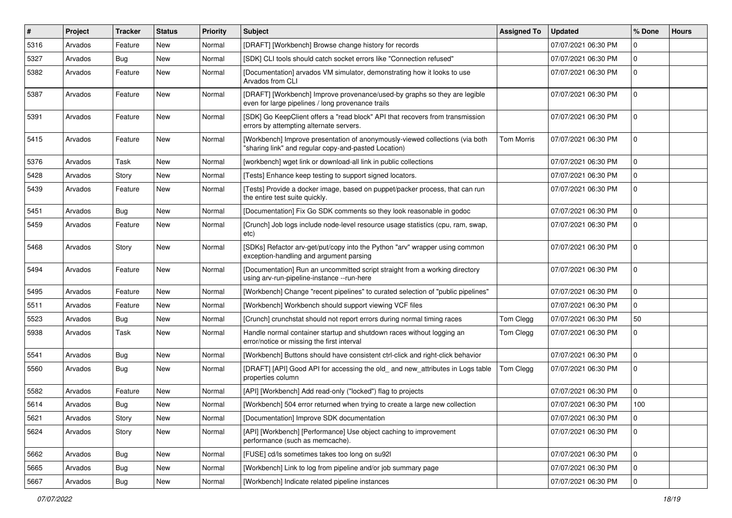| # | Project | Tracker | Status | Priority | Subject | Assigned To | Updated | % Done | Hours |
|---|---|---|---|---|---|---|---|---|---|
| 5316 | Arvados | Feature | New | Normal | [DRAFT] [Workbench] Browse change history for records | | 07/07/2021 06:30 PM | 0 | |
| 5327 | Arvados | Bug | New | Normal | [SDK] CLI tools should catch socket errors like "Connection refused" | | 07/07/2021 06:30 PM | 0 | |
| 5382 | Arvados | Feature | New | Normal | [Documentation] arvados VM simulator, demonstrating how it looks to use Arvados from CLI | | 07/07/2021 06:30 PM | 0 | |
| 5387 | Arvados | Feature | New | Normal | [DRAFT] [Workbench] Improve provenance/used-by graphs so they are legible even for large pipelines / long provenance trails | | 07/07/2021 06:30 PM | 0 | |
| 5391 | Arvados | Feature | New | Normal | [SDK] Go KeepClient offers a "read block" API that recovers from transmission errors by attempting alternate servers. | | 07/07/2021 06:30 PM | 0 | |
| 5415 | Arvados | Feature | New | Normal | [Workbench] Improve presentation of anonymously-viewed collections (via both "sharing link" and regular copy-and-pasted Location) | Tom Morris | 07/07/2021 06:30 PM | 0 | |
| 5376 | Arvados | Task | New | Normal | [workbench] wget link or download-all link in public collections | | 07/07/2021 06:30 PM | 0 | |
| 5428 | Arvados | Story | New | Normal | [Tests] Enhance keep testing to support signed locators. | | 07/07/2021 06:30 PM | 0 | |
| 5439 | Arvados | Feature | New | Normal | [Tests] Provide a docker image, based on puppet/packer process, that can run the entire test suite quickly. | | 07/07/2021 06:30 PM | 0 | |
| 5451 | Arvados | Bug | New | Normal | [Documentation] Fix Go SDK comments so they look reasonable in godoc | | 07/07/2021 06:30 PM | 0 | |
| 5459 | Arvados | Feature | New | Normal | [Crunch] Job logs include node-level resource usage statistics (cpu, ram, swap, etc) | | 07/07/2021 06:30 PM | 0 | |
| 5468 | Arvados | Story | New | Normal | [SDKs] Refactor arv-get/put/copy into the Python "arv" wrapper using common exception-handling and argument parsing | | 07/07/2021 06:30 PM | 0 | |
| 5494 | Arvados | Feature | New | Normal | [Documentation] Run an uncommitted script straight from a working directory using arv-run-pipeline-instance --run-here | | 07/07/2021 06:30 PM | 0 | |
| 5495 | Arvados | Feature | New | Normal | [Workbench] Change "recent pipelines" to curated selection of "public pipelines" | | 07/07/2021 06:30 PM | 0 | |
| 5511 | Arvados | Feature | New | Normal | [Workbench] Workbench should support viewing VCF files | | 07/07/2021 06:30 PM | 0 | |
| 5523 | Arvados | Bug | New | Normal | [Crunch] crunchstat should not report errors during normal timing races | Tom Clegg | 07/07/2021 06:30 PM | 50 | |
| 5938 | Arvados | Task | New | Normal | Handle normal container startup and shutdown races without logging an error/notice or missing the first interval | Tom Clegg | 07/07/2021 06:30 PM | 0 | |
| 5541 | Arvados | Bug | New | Normal | [Workbench] Buttons should have consistent ctrl-click and right-click behavior | | 07/07/2021 06:30 PM | 0 | |
| 5560 | Arvados | Bug | New | Normal | [DRAFT] [API] Good API for accessing the old_ and new_attributes in Logs table properties column | Tom Clegg | 07/07/2021 06:30 PM | 0 | |
| 5582 | Arvados | Feature | New | Normal | [API] [Workbench] Add read-only ("locked") flag to projects | | 07/07/2021 06:30 PM | 0 | |
| 5614 | Arvados | Bug | New | Normal | [Workbench] 504 error returned when trying to create a large new collection | | 07/07/2021 06:30 PM | 100 | |
| 5621 | Arvados | Story | New | Normal | [Documentation] Improve SDK documentation | | 07/07/2021 06:30 PM | 0 | |
| 5624 | Arvados | Story | New | Normal | [API] [Workbench] [Performance] Use object caching to improvement performance (such as memcache). | | 07/07/2021 06:30 PM | 0 | |
| 5662 | Arvados | Bug | New | Normal | [FUSE] cd/ls sometimes takes too long on su92l | | 07/07/2021 06:30 PM | 0 | |
| 5665 | Arvados | Bug | New | Normal | [Workbench] Link to log from pipeline and/or job summary page | | 07/07/2021 06:30 PM | 0 | |
| 5667 | Arvados | Bug | New | Normal | [Workbench] Indicate related pipeline instances | | 07/07/2021 06:30 PM | 0 | |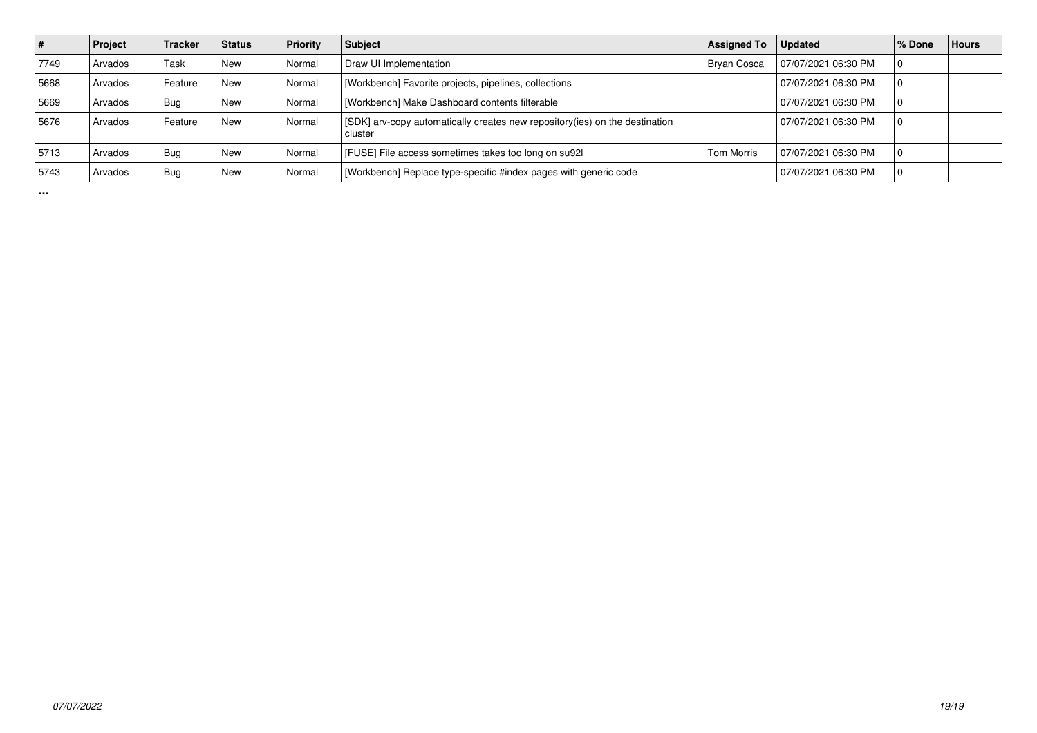| # | Project | Tracker | Status | Priority | Subject | Assigned To | Updated | % Done | Hours |
|---|---|---|---|---|---|---|---|---|---|
| 7749 | Arvados | Task | New | Normal | Draw UI Implementation | Bryan Cosca | 07/07/2021 06:30 PM | 0 | |
| 5668 | Arvados | Feature | New | Normal | [Workbench] Favorite projects, pipelines, collections | | 07/07/2021 06:30 PM | 0 | |
| 5669 | Arvados | Bug | New | Normal | [Workbench] Make Dashboard contents filterable | | 07/07/2021 06:30 PM | 0 | |
| 5676 | Arvados | Feature | New | Normal | [SDK] arv-copy automatically creates new repository(ies) on the destination cluster | | 07/07/2021 06:30 PM | 0 | |
| 5713 | Arvados | Bug | New | Normal | [FUSE] File access sometimes takes too long on su92l | Tom Morris | 07/07/2021 06:30 PM | 0 | |
| 5743 | Arvados | Bug | New | Normal | [Workbench] Replace type-specific #index pages with generic code | | 07/07/2021 06:30 PM | 0 | |

...